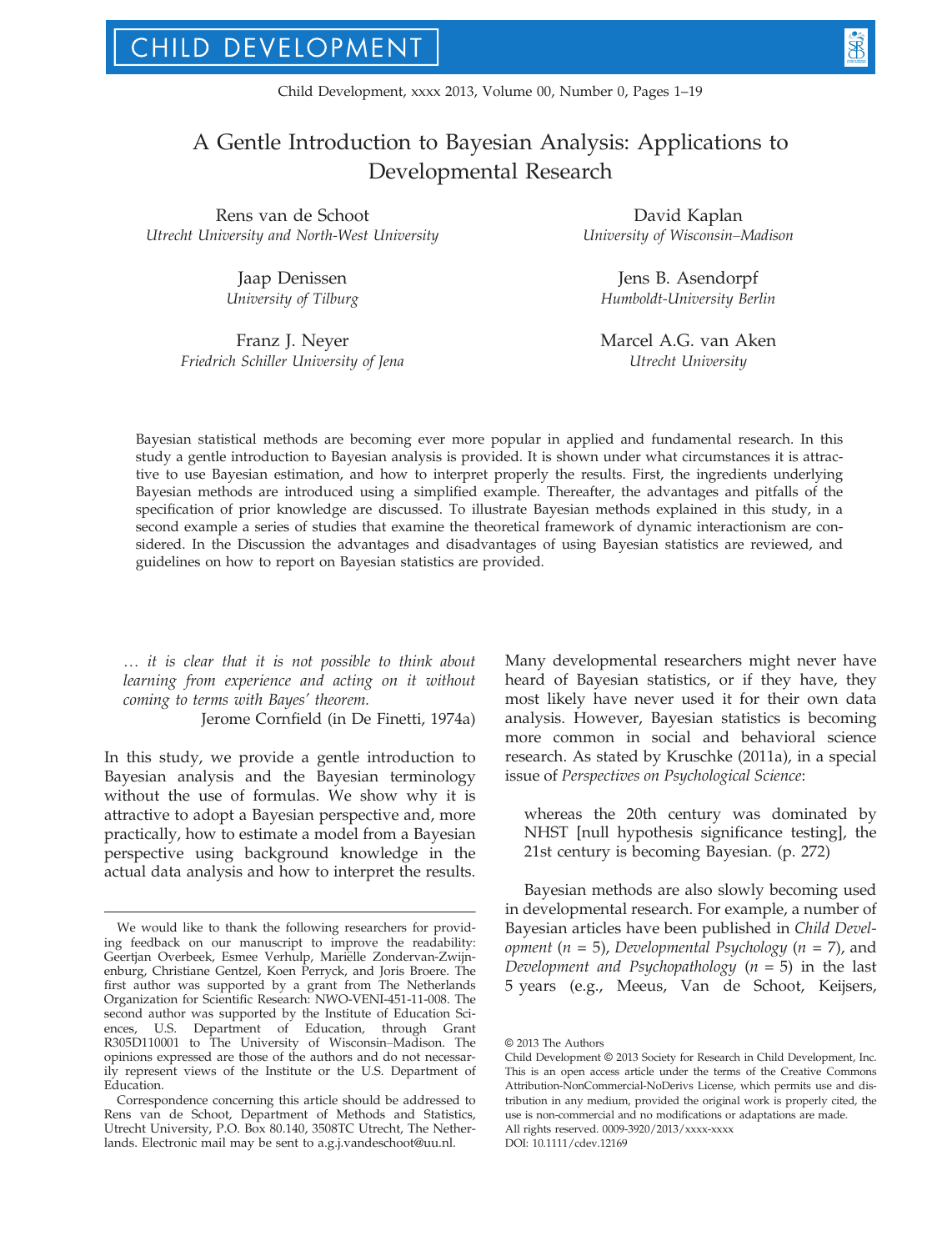# A Gentle Introduction to Bayesian Analysis: Applications to Developmental Research

Rens van de Schoot
*Utrecht University and North-West University*

David Kaplan
*University of Wisconsin–Madison*

Jaap Denissen
*University of Tilburg*

Jens B. Asendorpf
*Humboldt-University Berlin*

Franz J. Neyer
*Friedrich Schiller University of Jena*

Marcel A.G. van Aken
*Utrecht University*

Bayesian statistical methods are becoming ever more popular in applied and fundamental research. In this study a gentle introduction to Bayesian analysis is provided. It is shown under what circumstances it is attractive to use Bayesian estimation, and how to interpret properly the results. First, the ingredients underlying Bayesian methods are introduced using a simplified example. Thereafter, the advantages and pitfalls of the specification of prior knowledge are discussed. To illustrate Bayesian methods explained in this study, in a second example a series of studies that examine the theoretical framework of dynamic interactionism are considered. In the Discussion the advantages and disadvantages of using Bayesian statistics are reviewed, and guidelines on how to report on Bayesian statistics are provided.

> *… it is clear that it is not possible to think about learning from experience and acting on it without coming to terms with Bayes' theorem.*
>
> Jerome Cornfield (in De Finetti, 1974a)

In this study, we provide a gentle introduction to Bayesian analysis and the Bayesian terminology without the use of formulas. We show why it is attractive to adopt a Bayesian perspective and, more practically, how to estimate a model from a Bayesian perspective using background knowledge in the actual data analysis and how to interpret the results. Many developmental researchers might never have heard of Bayesian statistics, or if they have, they most likely have never used it for their own data analysis. However, Bayesian statistics is becoming more common in social and behavioral science research. As stated by Kruschke (2011a), in a special issue of *Perspectives on Psychological Science*:

> whereas the 20th century was dominated by NHST [null hypothesis significance testing], the 21st century is becoming Bayesian. (p. 272)

Bayesian methods are also slowly becoming used in developmental research. For example, a number of Bayesian articles have been published in *Child Development* ($n$ = 5), *Developmental Psychology* ($n$ = 7), and *Development and Psychopathology* ($n$ = 5) in the last 5 years (e.g., Meeus, Van de Schoot, Keijsers,

---

We would like to thank the following researchers for providing feedback on our manuscript to improve the readability: Geertjan Overbeek, Esmee Verhulp, Mariëlle Zondervan-Zwijnenburg, Christiane Gentzel, Koen Perryck, and Joris Broere. The first author was supported by a grant from The Netherlands Organization for Scientific Research: NWO-VENI-451-11-008. The second author was supported by the Institute of Education Sciences, U.S. Department of Education, through Grant R305D110001 to The University of Wisconsin–Madison. The opinions expressed are those of the authors and do not necessarily represent views of the Institute or the U.S. Department of Education.

Correspondence concerning this article should be addressed to Rens van de Schoot, Department of Methods and Statistics, Utrecht University, P.O. Box 80.140, 3508TC Utrecht, The Netherlands. Electronic mail may be sent to a.g.j.vandeschoot@uu.nl.

© 2013 The Authors
Child Development © 2013 Society for Research in Child Development, Inc.
This is an open access article under the terms of the Creative Commons Attribution-NonCommercial-NoDerivs License, which permits use and distribution in any medium, provided the original work is properly cited, the use is non-commercial and no modifications or adaptations are made.
All rights reserved. 0009-3920/2013/xxxx-xxxx
DOI: 10.1111/cdev.12169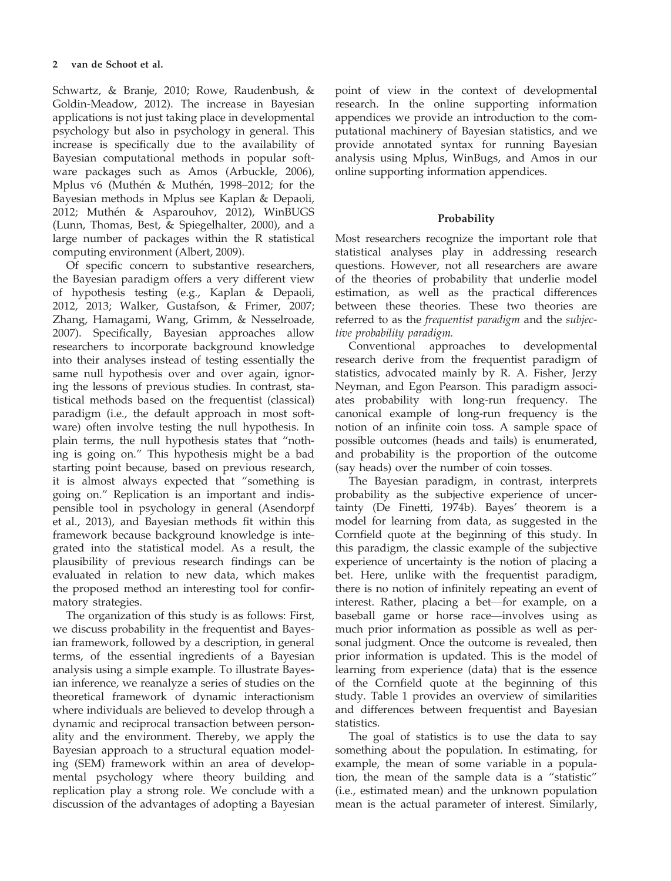Schwartz, & Branje, 2010; Rowe, Raudenbush, & Goldin-Meadow, 2012). The increase in Bayesian applications is not just taking place in developmental psychology but also in psychology in general. This increase is specifically due to the availability of Bayesian computational methods in popular software packages such as Amos (Arbuckle, 2006), Mplus v6 (Muthén & Muthén, 1998–2012; for the Bayesian methods in Mplus see Kaplan & Depaoli, 2012; Muthén & Asparouhov, 2012), WinBUGS (Lunn, Thomas, Best, & Spiegelhalter, 2000), and a large number of packages within the R statistical computing environment (Albert, 2009).

Of specific concern to substantive researchers, the Bayesian paradigm offers a very different view of hypothesis testing (e.g., Kaplan & Depaoli, 2012, 2013; Walker, Gustafson, & Frimer, 2007; Zhang, Hamagami, Wang, Grimm, & Nesselroade, 2007). Specifically, Bayesian approaches allow researchers to incorporate background knowledge into their analyses instead of testing essentially the same null hypothesis over and over again, ignoring the lessons of previous studies. In contrast, statistical methods based on the frequentist (classical) paradigm (i.e., the default approach in most software) often involve testing the null hypothesis. In plain terms, the null hypothesis states that "nothing is going on." This hypothesis might be a bad starting point because, based on previous research, it is almost always expected that "something is going on." Replication is an important and indispensible tool in psychology in general (Asendorpf et al., 2013), and Bayesian methods fit within this framework because background knowledge is integrated into the statistical model. As a result, the plausibility of previous research findings can be evaluated in relation to new data, which makes the proposed method an interesting tool for confirmatory strategies.

The organization of this study is as follows: First, we discuss probability in the frequentist and Bayesian framework, followed by a description, in general terms, of the essential ingredients of a Bayesian analysis using a simple example. To illustrate Bayesian inference, we reanalyze a series of studies on the theoretical framework of dynamic interactionism where individuals are believed to develop through a dynamic and reciprocal transaction between personality and the environment. Thereby, we apply the Bayesian approach to a structural equation modeling (SEM) framework within an area of developmental psychology where theory building and replication play a strong role. We conclude with a discussion of the advantages of adopting a Bayesian point of view in the context of developmental research. In the online supporting information appendices we provide an introduction to the computational machinery of Bayesian statistics, and we provide annotated syntax for running Bayesian analysis using Mplus, WinBugs, and Amos in our online supporting information appendices.

## Probability

Most researchers recognize the important role that statistical analyses play in addressing research questions. However, not all researchers are aware of the theories of probability that underlie model estimation, as well as the practical differences between these theories. These two theories are referred to as the *frequentist paradigm* and the *subjective probability paradigm.*

Conventional approaches to developmental research derive from the frequentist paradigm of statistics, advocated mainly by R. A. Fisher, Jerzy Neyman, and Egon Pearson. This paradigm associates probability with long-run frequency. The canonical example of long-run frequency is the notion of an infinite coin toss. A sample space of possible outcomes (heads and tails) is enumerated, and probability is the proportion of the outcome (say heads) over the number of coin tosses.

The Bayesian paradigm, in contrast, interprets probability as the subjective experience of uncertainty (De Finetti, 1974b). Bayes' theorem is a model for learning from data, as suggested in the Cornfield quote at the beginning of this study. In this paradigm, the classic example of the subjective experience of uncertainty is the notion of placing a bet. Here, unlike with the frequentist paradigm, there is no notion of infinitely repeating an event of interest. Rather, placing a bet—for example, on a baseball game or horse race—involves using as much prior information as possible as well as personal judgment. Once the outcome is revealed, then prior information is updated. This is the model of learning from experience (data) that is the essence of the Cornfield quote at the beginning of this study. Table 1 provides an overview of similarities and differences between frequentist and Bayesian statistics.

The goal of statistics is to use the data to say something about the population. In estimating, for example, the mean of some variable in a population, the mean of the sample data is a "statistic" (i.e., estimated mean) and the unknown population mean is the actual parameter of interest. Similarly,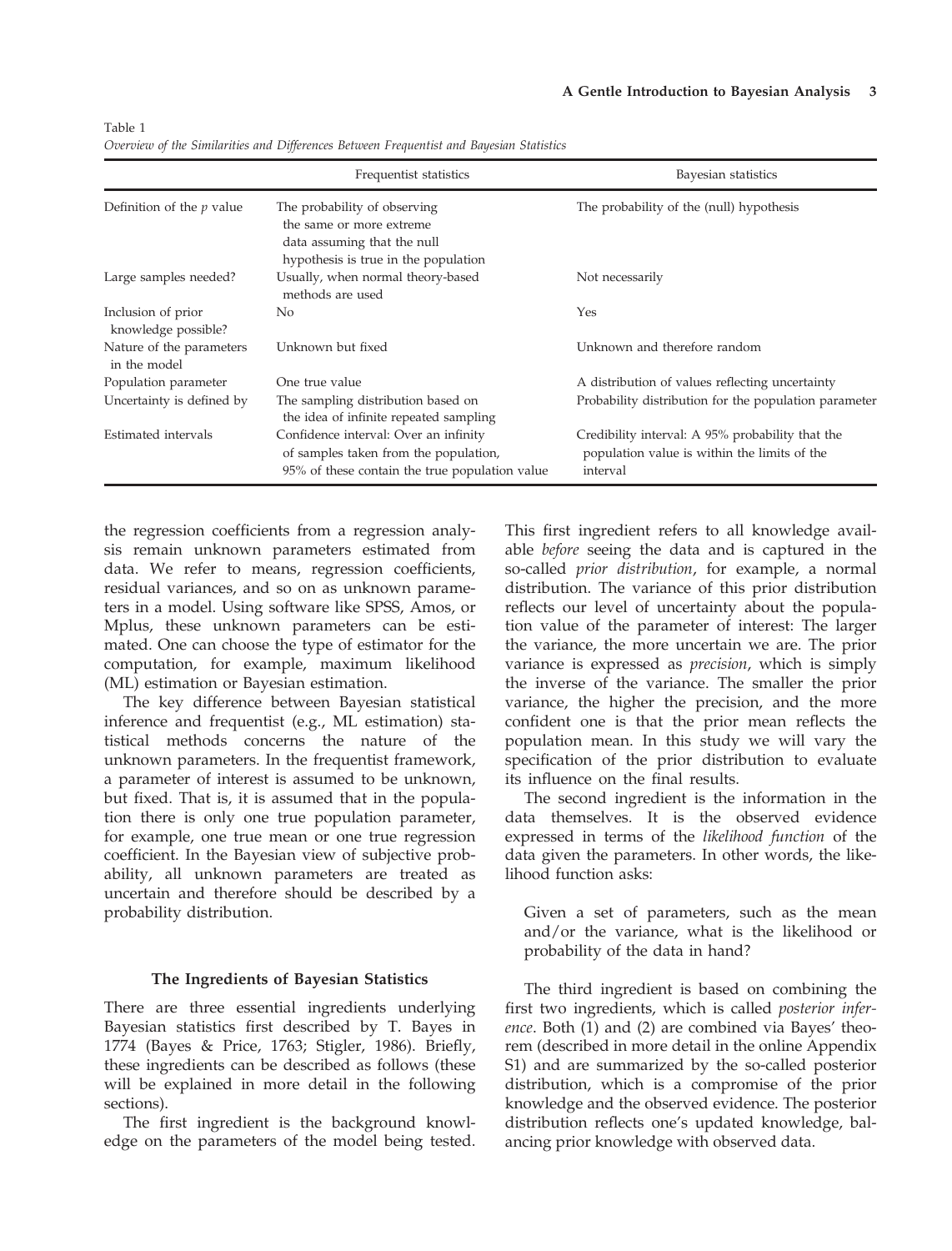Table 1

*Overview of the Similarities and Differences Between Frequentist and Bayesian Statistics*

| | Frequentist statistics | Bayesian statistics |
|---|---|---|
| Definition of the *p* value | The probability of observing the same or more extreme data assuming that the null hypothesis is true in the population | The probability of the (null) hypothesis |
| Large samples needed? | Usually, when normal theory-based methods are used | Not necessarily |
| Inclusion of prior knowledge possible? | No | Yes |
| Nature of the parameters in the model | Unknown but fixed | Unknown and therefore random |
| Population parameter | One true value | A distribution of values reflecting uncertainty |
| Uncertainty is defined by | The sampling distribution based on the idea of infinite repeated sampling | Probability distribution for the population parameter |
| Estimated intervals | Confidence interval: Over an infinity of samples taken from the population, 95% of these contain the true population value | Credibility interval: A 95% probability that the population value is within the limits of the interval |

the regression coefficients from a regression analysis remain unknown parameters estimated from data. We refer to means, regression coefficients, residual variances, and so on as unknown parameters in a model. Using software like SPSS, Amos, or Mplus, these unknown parameters can be estimated. One can choose the type of estimator for the computation, for example, maximum likelihood (ML) estimation or Bayesian estimation.

The key difference between Bayesian statistical inference and frequentist (e.g., ML estimation) statistical methods concerns the nature of the unknown parameters. In the frequentist framework, a parameter of interest is assumed to be unknown, but fixed. That is, it is assumed that in the population there is only one true population parameter, for example, one true mean or one true regression coefficient. In the Bayesian view of subjective probability, all unknown parameters are treated as uncertain and therefore should be described by a probability distribution.

### The Ingredients of Bayesian Statistics

There are three essential ingredients underlying Bayesian statistics first described by T. Bayes in 1774 (Bayes & Price, 1763; Stigler, 1986). Briefly, these ingredients can be described as follows (these will be explained in more detail in the following sections).

The first ingredient is the background knowledge on the parameters of the model being tested. This first ingredient refers to all knowledge available *before* seeing the data and is captured in the so-called *prior distribution*, for example, a normal distribution. The variance of this prior distribution reflects our level of uncertainty about the population value of the parameter of interest: The larger the variance, the more uncertain we are. The prior variance is expressed as *precision*, which is simply the inverse of the variance. The smaller the prior variance, the higher the precision, and the more confident one is that the prior mean reflects the population mean. In this study we will vary the specification of the prior distribution to evaluate its influence on the final results.

The second ingredient is the information in the data themselves. It is the observed evidence expressed in terms of the *likelihood function* of the data given the parameters. In other words, the likelihood function asks:

> Given a set of parameters, such as the mean and/or the variance, what is the likelihood or probability of the data in hand?

The third ingredient is based on combining the first two ingredients, which is called *posterior inference*. Both (1) and (2) are combined via Bayes' theorem (described in more detail in the online Appendix S1) and are summarized by the so-called posterior distribution, which is a compromise of the prior knowledge and the observed evidence. The posterior distribution reflects one's updated knowledge, balancing prior knowledge with observed data.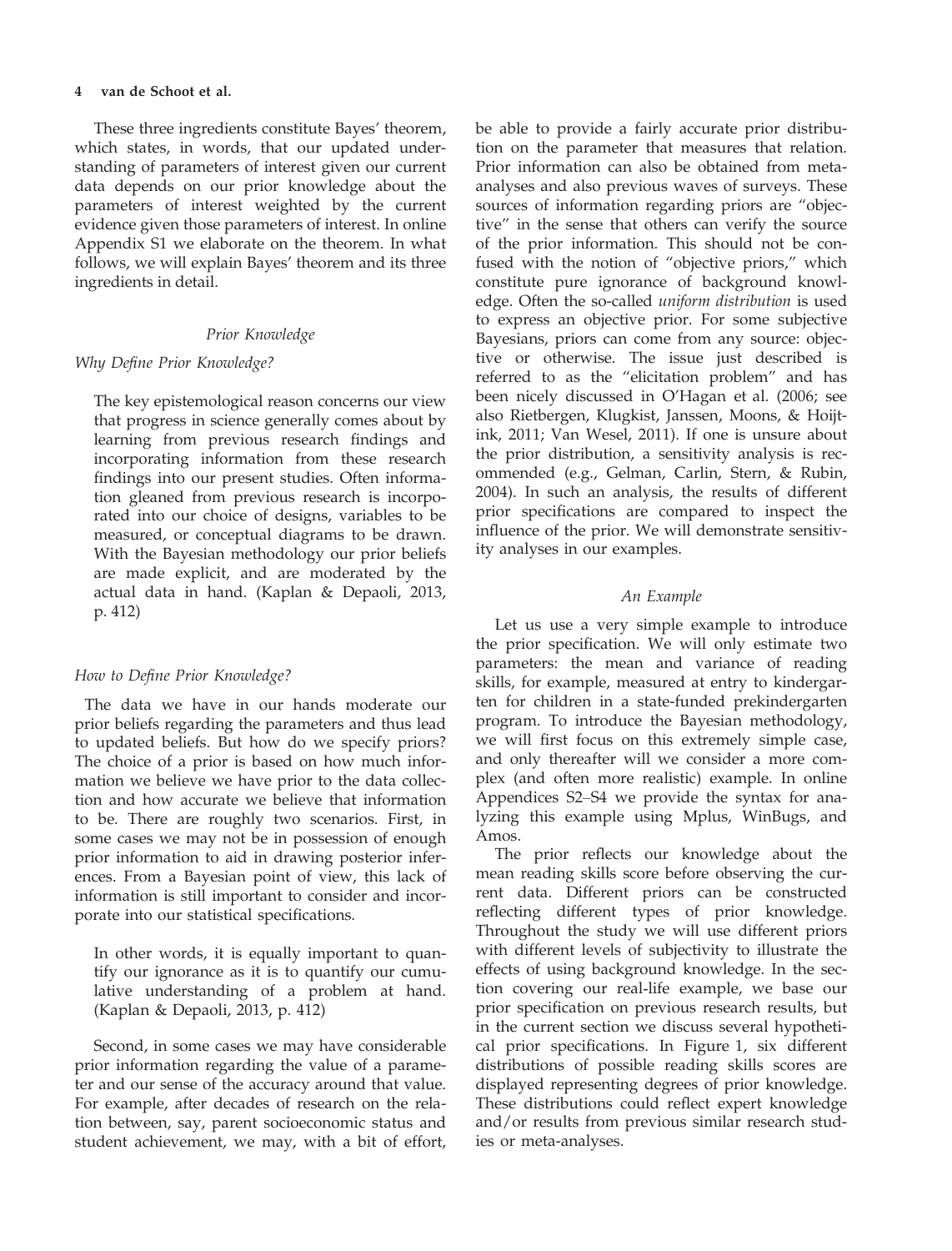These three ingredients constitute Bayes' theorem, which states, in words, that our updated understanding of parameters of interest given our current data depends on our prior knowledge about the parameters of interest weighted by the current evidence given those parameters of interest. In online Appendix S1 we elaborate on the theorem. In what follows, we will explain Bayes' theorem and its three ingredients in detail.

### *Prior Knowledge*

#### *Why Define Prior Knowledge?*

> The key epistemological reason concerns our view that progress in science generally comes about by learning from previous research findings and incorporating information from these research findings into our present studies. Often information gleaned from previous research is incorporated into our choice of designs, variables to be measured, or conceptual diagrams to be drawn. With the Bayesian methodology our prior beliefs are made explicit, and are moderated by the actual data in hand. (Kaplan & Depaoli, 2013, p. 412)

#### *How to Define Prior Knowledge?*

The data we have in our hands moderate our prior beliefs regarding the parameters and thus lead to updated beliefs. But how do we specify priors? The choice of a prior is based on how much information we believe we have prior to the data collection and how accurate we believe that information to be. There are roughly two scenarios. First, in some cases we may not be in possession of enough prior information to aid in drawing posterior inferences. From a Bayesian point of view, this lack of information is still important to consider and incorporate into our statistical specifications.

> In other words, it is equally important to quantify our ignorance as it is to quantify our cumulative understanding of a problem at hand. (Kaplan & Depaoli, 2013, p. 412)

Second, in some cases we may have considerable prior information regarding the value of a parameter and our sense of the accuracy around that value. For example, after decades of research on the relation between, say, parent socioeconomic status and student achievement, we may, with a bit of effort, be able to provide a fairly accurate prior distribution on the parameter that measures that relation. Prior information can also be obtained from meta-analyses and also previous waves of surveys. These sources of information regarding priors are "objective" in the sense that others can verify the source of the prior information. This should not be confused with the notion of "objective priors," which constitute pure ignorance of background knowledge. Often the so-called *uniform distribution* is used to express an objective prior. For some subjective Bayesians, priors can come from any source: objective or otherwise. The issue just described is referred to as the "elicitation problem" and has been nicely discussed in O'Hagan et al. (2006; see also Rietbergen, Klugkist, Janssen, Moons, & Hoijtink, 2011; Van Wesel, 2011). If one is unsure about the prior distribution, a sensitivity analysis is recommended (e.g., Gelman, Carlin, Stern, & Rubin, 2004). In such an analysis, the results of different prior specifications are compared to inspect the influence of the prior. We will demonstrate sensitivity analyses in our examples.

### *An Example*

Let us use a very simple example to introduce the prior specification. We will only estimate two parameters: the mean and variance of reading skills, for example, measured at entry to kindergarten for children in a state-funded prekindergarten program. To introduce the Bayesian methodology, we will first focus on this extremely simple case, and only thereafter will we consider a more complex (and often more realistic) example. In online Appendices S2–S4 we provide the syntax for analyzing this example using Mplus, WinBugs, and Amos.

The prior reflects our knowledge about the mean reading skills score before observing the current data. Different priors can be constructed reflecting different types of prior knowledge. Throughout the study we will use different priors with different levels of subjectivity to illustrate the effects of using background knowledge. In the section covering our real-life example, we base our prior specification on previous research results, but in the current section we discuss several hypothetical prior specifications. In Figure 1, six different distributions of possible reading skills scores are displayed representing degrees of prior knowledge. These distributions could reflect expert knowledge and/or results from previous similar research studies or meta-analyses.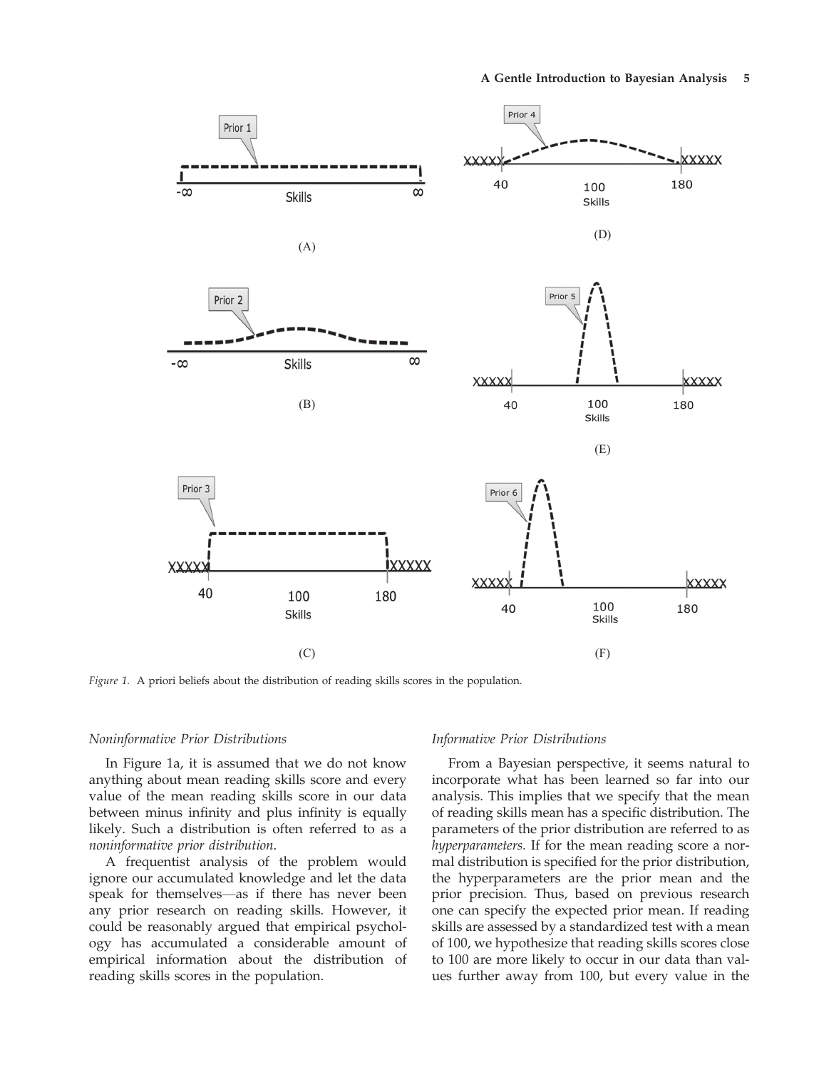Figure 1. A priori beliefs about the distribution of reading skills scores in the population.

*Noninformative Prior Distributions*

In Figure 1a, it is assumed that we do not know anything about mean reading skills score and every value of the mean reading skills score in our data between minus infinity and plus infinity is equally likely. Such a distribution is often referred to as a *noninformative prior distribution*.

A frequentist analysis of the problem would ignore our accumulated knowledge and let the data speak for themselves—as if there has never been any prior research on reading skills. However, it could be reasonably argued that empirical psychology has accumulated a considerable amount of empirical information about the distribution of reading skills scores in the population.

*Informative Prior Distributions*

From a Bayesian perspective, it seems natural to incorporate what has been learned so far into our analysis. This implies that we specify that the mean of reading skills mean has a specific distribution. The parameters of the prior distribution are referred to as *hyperparameters.* If for the mean reading score a normal distribution is specified for the prior distribution, the hyperparameters are the prior mean and the prior precision. Thus, based on previous research one can specify the expected prior mean. If reading skills are assessed by a standardized test with a mean of 100, we hypothesize that reading skills scores close to 100 are more likely to occur in our data than values further away from 100, but every value in the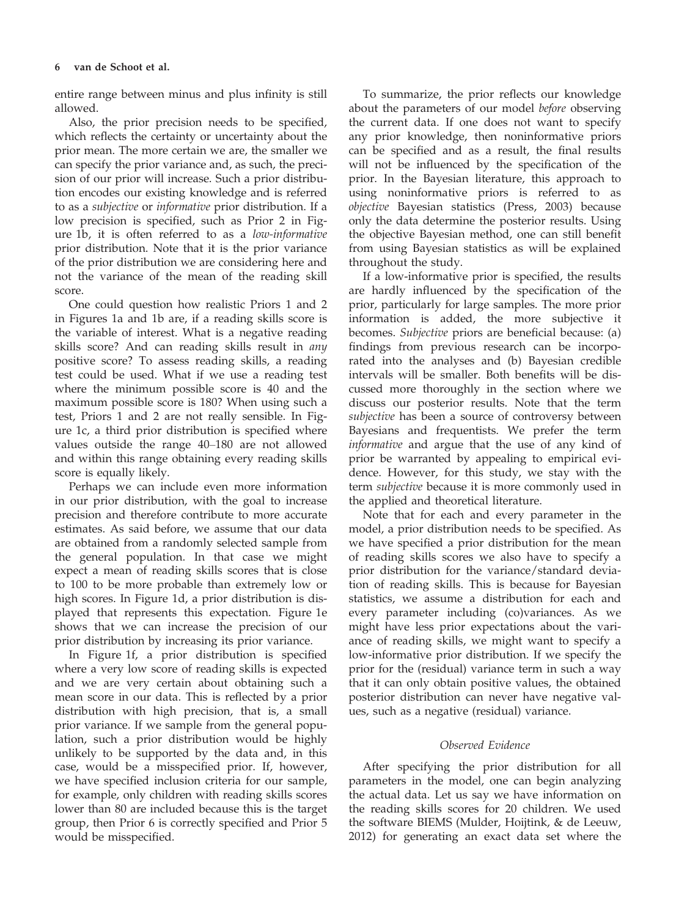entire range between minus and plus infinity is still allowed.

Also, the prior precision needs to be specified, which reflects the certainty or uncertainty about the prior mean. The more certain we are, the smaller we can specify the prior variance and, as such, the precision of our prior will increase. Such a prior distribution encodes our existing knowledge and is referred to as a *subjective* or *informative* prior distribution. If a low precision is specified, such as Prior 2 in Figure 1b, it is often referred to as a *low-informative* prior distribution. Note that it is the prior variance of the prior distribution we are considering here and not the variance of the mean of the reading skill score.

One could question how realistic Priors 1 and 2 in Figures 1a and 1b are, if a reading skills score is the variable of interest. What is a negative reading skills score? And can reading skills result in *any* positive score? To assess reading skills, a reading test could be used. What if we use a reading test where the minimum possible score is 40 and the maximum possible score is 180? When using such a test, Priors 1 and 2 are not really sensible. In Figure 1c, a third prior distribution is specified where values outside the range 40–180 are not allowed and within this range obtaining every reading skills score is equally likely.

Perhaps we can include even more information in our prior distribution, with the goal to increase precision and therefore contribute to more accurate estimates. As said before, we assume that our data are obtained from a randomly selected sample from the general population. In that case we might expect a mean of reading skills scores that is close to 100 to be more probable than extremely low or high scores. In Figure 1d, a prior distribution is displayed that represents this expectation. Figure 1e shows that we can increase the precision of our prior distribution by increasing its prior variance.

In Figure 1f, a prior distribution is specified where a very low score of reading skills is expected and we are very certain about obtaining such a mean score in our data. This is reflected by a prior distribution with high precision, that is, a small prior variance. If we sample from the general population, such a prior distribution would be highly unlikely to be supported by the data and, in this case, would be a misspecified prior. If, however, we have specified inclusion criteria for our sample, for example, only children with reading skills scores lower than 80 are included because this is the target group, then Prior 6 is correctly specified and Prior 5 would be misspecified.

To summarize, the prior reflects our knowledge about the parameters of our model *before* observing the current data. If one does not want to specify any prior knowledge, then noninformative priors can be specified and as a result, the final results will not be influenced by the specification of the prior. In the Bayesian literature, this approach to using noninformative priors is referred to as *objective* Bayesian statistics (Press, 2003) because only the data determine the posterior results. Using the objective Bayesian method, one can still benefit from using Bayesian statistics as will be explained throughout the study.

If a low-informative prior is specified, the results are hardly influenced by the specification of the prior, particularly for large samples. The more prior information is added, the more subjective it becomes. *Subjective* priors are beneficial because: (a) findings from previous research can be incorporated into the analyses and (b) Bayesian credible intervals will be smaller. Both benefits will be discussed more thoroughly in the section where we discuss our posterior results. Note that the term *subjective* has been a source of controversy between Bayesians and frequentists. We prefer the term *informative* and argue that the use of any kind of prior be warranted by appealing to empirical evidence. However, for this study, we stay with the term *subjective* because it is more commonly used in the applied and theoretical literature.

Note that for each and every parameter in the model, a prior distribution needs to be specified. As we have specified a prior distribution for the mean of reading skills scores we also have to specify a prior distribution for the variance/standard deviation of reading skills. This is because for Bayesian statistics, we assume a distribution for each and every parameter including (co)variances. As we might have less prior expectations about the variance of reading skills, we might want to specify a low-informative prior distribution. If we specify the prior for the (residual) variance term in such a way that it can only obtain positive values, the obtained posterior distribution can never have negative values, such as a negative (residual) variance.

### *Observed Evidence*

After specifying the prior distribution for all parameters in the model, one can begin analyzing the actual data. Let us say we have information on the reading skills scores for 20 children. We used the software BIEMS (Mulder, Hoijtink, & de Leeuw, 2012) for generating an exact data set where the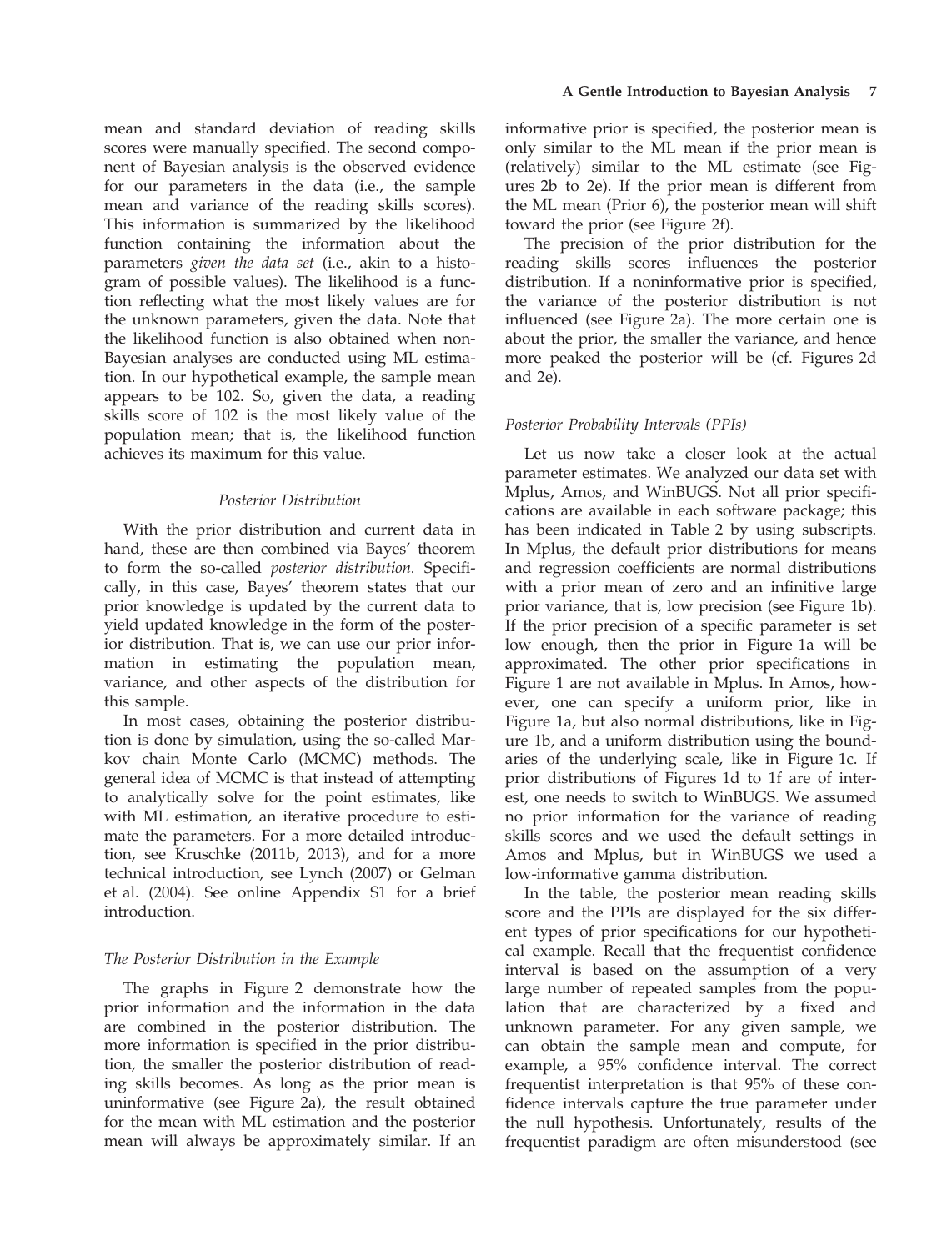mean and standard deviation of reading skills scores were manually specified. The second component of Bayesian analysis is the observed evidence for our parameters in the data (i.e., the sample mean and variance of the reading skills scores). This information is summarized by the likelihood function containing the information about the parameters *given the data set* (i.e., akin to a histogram of possible values). The likelihood is a function reflecting what the most likely values are for the unknown parameters, given the data. Note that the likelihood function is also obtained when non-Bayesian analyses are conducted using ML estimation. In our hypothetical example, the sample mean appears to be 102. So, given the data, a reading skills score of 102 is the most likely value of the population mean; that is, the likelihood function achieves its maximum for this value.

### Posterior Distribution

With the prior distribution and current data in hand, these are then combined via Bayes' theorem to form the so-called *posterior distribution.* Specifically, in this case, Bayes' theorem states that our prior knowledge is updated by the current data to yield updated knowledge in the form of the posterior distribution. That is, we can use our prior information in estimating the population mean, variance, and other aspects of the distribution for this sample.

In most cases, obtaining the posterior distribution is done by simulation, using the so-called Markov chain Monte Carlo (MCMC) methods. The general idea of MCMC is that instead of attempting to analytically solve for the point estimates, like with ML estimation, an iterative procedure to estimate the parameters. For a more detailed introduction, see Kruschke (2011b, 2013), and for a more technical introduction, see Lynch (2007) or Gelman et al. (2004). See online Appendix S1 for a brief introduction.

#### *The Posterior Distribution in the Example*

The graphs in Figure 2 demonstrate how the prior information and the information in the data are combined in the posterior distribution. The more information is specified in the prior distribution, the smaller the posterior distribution of reading skills becomes. As long as the prior mean is uninformative (see Figure 2a), the result obtained for the mean with ML estimation and the posterior mean will always be approximately similar. If an informative prior is specified, the posterior mean is only similar to the ML mean if the prior mean is (relatively) similar to the ML estimate (see Figures 2b to 2e). If the prior mean is different from the ML mean (Prior 6), the posterior mean will shift toward the prior (see Figure 2f).

The precision of the prior distribution for the reading skills scores influences the posterior distribution. If a noninformative prior is specified, the variance of the posterior distribution is not influenced (see Figure 2a). The more certain one is about the prior, the smaller the variance, and hence more peaked the posterior will be (cf. Figures 2d and 2e).

#### *Posterior Probability Intervals (PPIs)*

Let us now take a closer look at the actual parameter estimates. We analyzed our data set with Mplus, Amos, and WinBUGS. Not all prior specifications are available in each software package; this has been indicated in Table 2 by using subscripts. In Mplus, the default prior distributions for means and regression coefficients are normal distributions with a prior mean of zero and an infinitive large prior variance, that is, low precision (see Figure 1b). If the prior precision of a specific parameter is set low enough, then the prior in Figure 1a will be approximated. The other prior specifications in Figure 1 are not available in Mplus. In Amos, however, one can specify a uniform prior, like in Figure 1a, but also normal distributions, like in Figure 1b, and a uniform distribution using the boundaries of the underlying scale, like in Figure 1c. If prior distributions of Figures 1d to 1f are of interest, one needs to switch to WinBUGS. We assumed no prior information for the variance of reading skills scores and we used the default settings in Amos and Mplus, but in WinBUGS we used a low-informative gamma distribution.

In the table, the posterior mean reading skills score and the PPIs are displayed for the six different types of prior specifications for our hypothetical example. Recall that the frequentist confidence interval is based on the assumption of a very large number of repeated samples from the population that are characterized by a fixed and unknown parameter. For any given sample, we can obtain the sample mean and compute, for example, a 95% confidence interval. The correct frequentist interpretation is that 95% of these confidence intervals capture the true parameter under the null hypothesis. Unfortunately, results of the frequentist paradigm are often misunderstood (see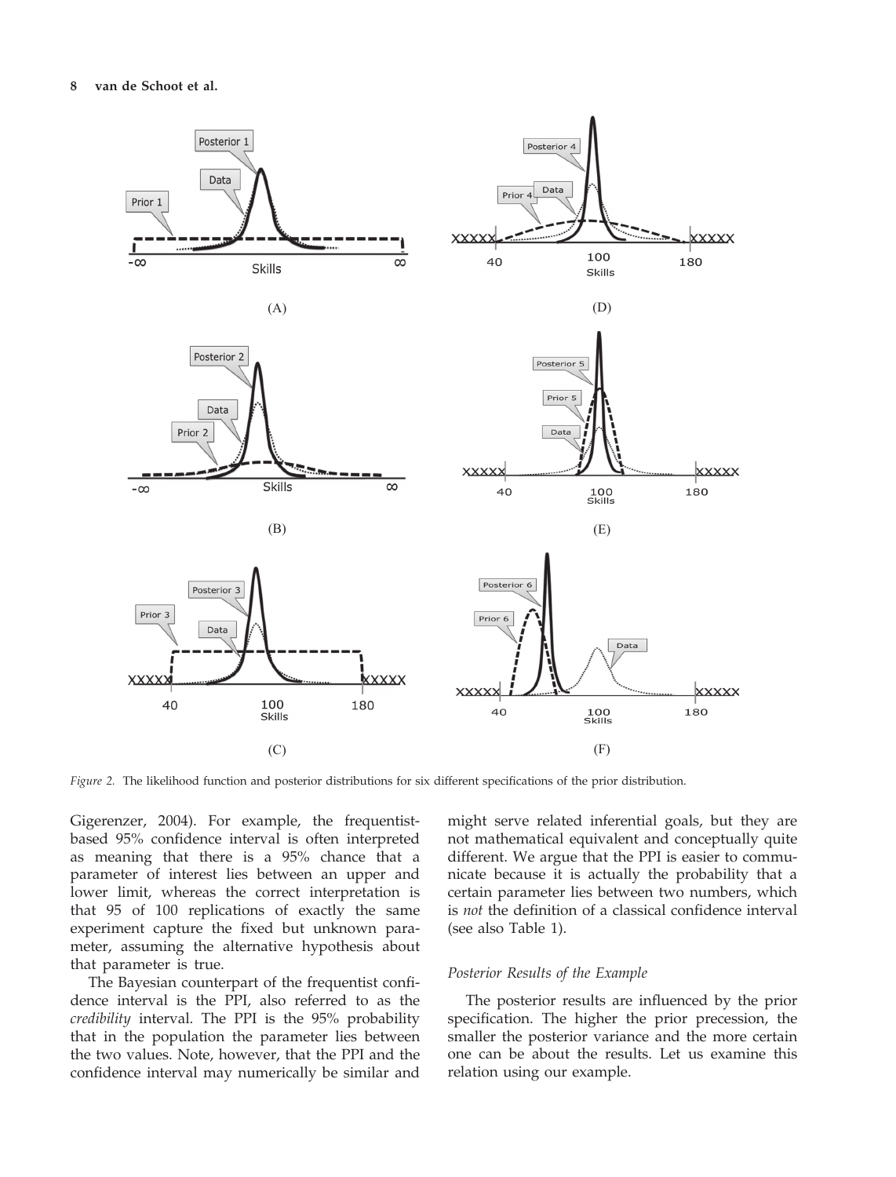Figure 2. The likelihood function and posterior distributions for six different specifications of the prior distribution.

Gigerenzer, 2004). For example, the frequentist-based 95% confidence interval is often interpreted as meaning that there is a 95% chance that a parameter of interest lies between an upper and lower limit, whereas the correct interpretation is that 95 of 100 replications of exactly the same experiment capture the fixed but unknown parameter, assuming the alternative hypothesis about that parameter is true.

The Bayesian counterpart of the frequentist confidence interval is the PPI, also referred to as the *credibility* interval. The PPI is the 95% probability that in the population the parameter lies between the two values. Note, however, that the PPI and the confidence interval may numerically be similar and might serve related inferential goals, but they are not mathematical equivalent and conceptually quite different. We argue that the PPI is easier to communicate because it is actually the probability that a certain parameter lies between two numbers, which is *not* the definition of a classical confidence interval (see also Table 1).

### *Posterior Results of the Example*

The posterior results are influenced by the prior specification. The higher the prior precession, the smaller the posterior variance and the more certain one can be about the results. Let us examine this relation using our example.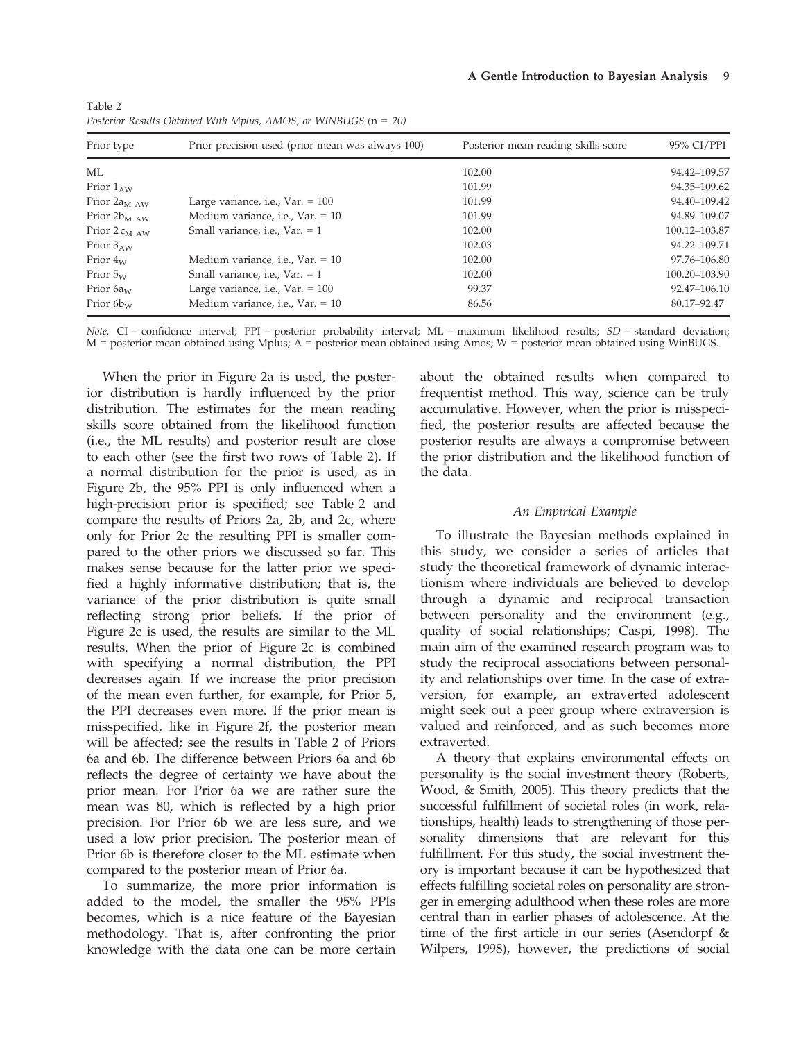Table 2
*Posterior Results Obtained With Mplus, AMOS, or WINBUGS* (n = 20)

| Prior type | Prior precision used (prior mean was always 100) | Posterior mean reading skills score | 95% CI/PPI |
|---|---|---|---|
| ML | | 102.00 | 94.42–109.57 |
| Prior $1_{AW}$ | | 101.99 | 94.35–109.62 |
| Prior $2a_{M\ AW}$ | Large variance, i.e., Var. = 100 | 101.99 | 94.40–109.42 |
| Prior $2b_{M\ AW}$ | Medium variance, i.e., Var. = 10 | 101.99 | 94.89–109.07 |
| Prior $2c_{M\ AW}$ | Small variance, i.e., Var. = 1 | 102.00 | 100.12–103.87 |
| Prior $3_{AW}$ | | 102.03 | 94.22–109.71 |
| Prior $4_{W}$ | Medium variance, i.e., Var. = 10 | 102.00 | 97.76–106.80 |
| Prior $5_{W}$ | Small variance, i.e., Var. = 1 | 102.00 | 100.20–103.90 |
| Prior $6a_{W}$ | Large variance, i.e., Var. = 100 | 99.37 | 92.47–106.10 |
| Prior $6b_{W}$ | Medium variance, i.e., Var. = 10 | 86.56 | 80.17–92.47 |

*Note.* CI = confidence interval; PPI = posterior probability interval; ML = maximum likelihood results; *SD* = standard deviation; M = posterior mean obtained using Mplus; A = posterior mean obtained using Amos; W = posterior mean obtained using WinBUGS.

When the prior in Figure 2a is used, the posterior distribution is hardly influenced by the prior distribution. The estimates for the mean reading skills score obtained from the likelihood function (i.e., the ML results) and posterior result are close to each other (see the first two rows of Table 2). If a normal distribution for the prior is used, as in Figure 2b, the 95% PPI is only influenced when a high-precision prior is specified; see Table 2 and compare the results of Priors 2a, 2b, and 2c, where only for Prior 2c the resulting PPI is smaller compared to the other priors we discussed so far. This makes sense because for the latter prior we specified a highly informative distribution; that is, the variance of the prior distribution is quite small reflecting strong prior beliefs. If the prior of Figure 2c is used, the results are similar to the ML results. When the prior of Figure 2c is combined with specifying a normal distribution, the PPI decreases again. If we increase the prior precision of the mean even further, for example, for Prior 5, the PPI decreases even more. If the prior mean is misspecified, like in Figure 2f, the posterior mean will be affected; see the results in Table 2 of Priors 6a and 6b. The difference between Priors 6a and 6b reflects the degree of certainty we have about the prior mean. For Prior 6a we are rather sure the mean was 80, which is reflected by a high prior precision. For Prior 6b we are less sure, and we used a low prior precision. The posterior mean of Prior 6b is therefore closer to the ML estimate when compared to the posterior mean of Prior 6a.

To summarize, the more prior information is added to the model, the smaller the 95% PPIs becomes, which is a nice feature of the Bayesian methodology. That is, after confronting the prior knowledge with the data one can be more certain about the obtained results when compared to frequentist method. This way, science can be truly accumulative. However, when the prior is misspecified, the posterior results are affected because the posterior results are always a compromise between the prior distribution and the likelihood function of the data.

## *An Empirical Example*

To illustrate the Bayesian methods explained in this study, we consider a series of articles that study the theoretical framework of dynamic interactionism where individuals are believed to develop through a dynamic and reciprocal transaction between personality and the environment (e.g., quality of social relationships; Caspi, 1998). The main aim of the examined research program was to study the reciprocal associations between personality and relationships over time. In the case of extraversion, for example, an extraverted adolescent might seek out a peer group where extraversion is valued and reinforced, and as such becomes more extraverted.

A theory that explains environmental effects on personality is the social investment theory (Roberts, Wood, & Smith, 2005). This theory predicts that the successful fulfillment of societal roles (in work, relationships, health) leads to strengthening of those personality dimensions that are relevant for this fulfillment. For this study, the social investment theory is important because it can be hypothesized that effects fulfilling societal roles on personality are stronger in emerging adulthood when these roles are more central than in earlier phases of adolescence. At the time of the first article in our series (Asendorpf & Wilpers, 1998), however, the predictions of social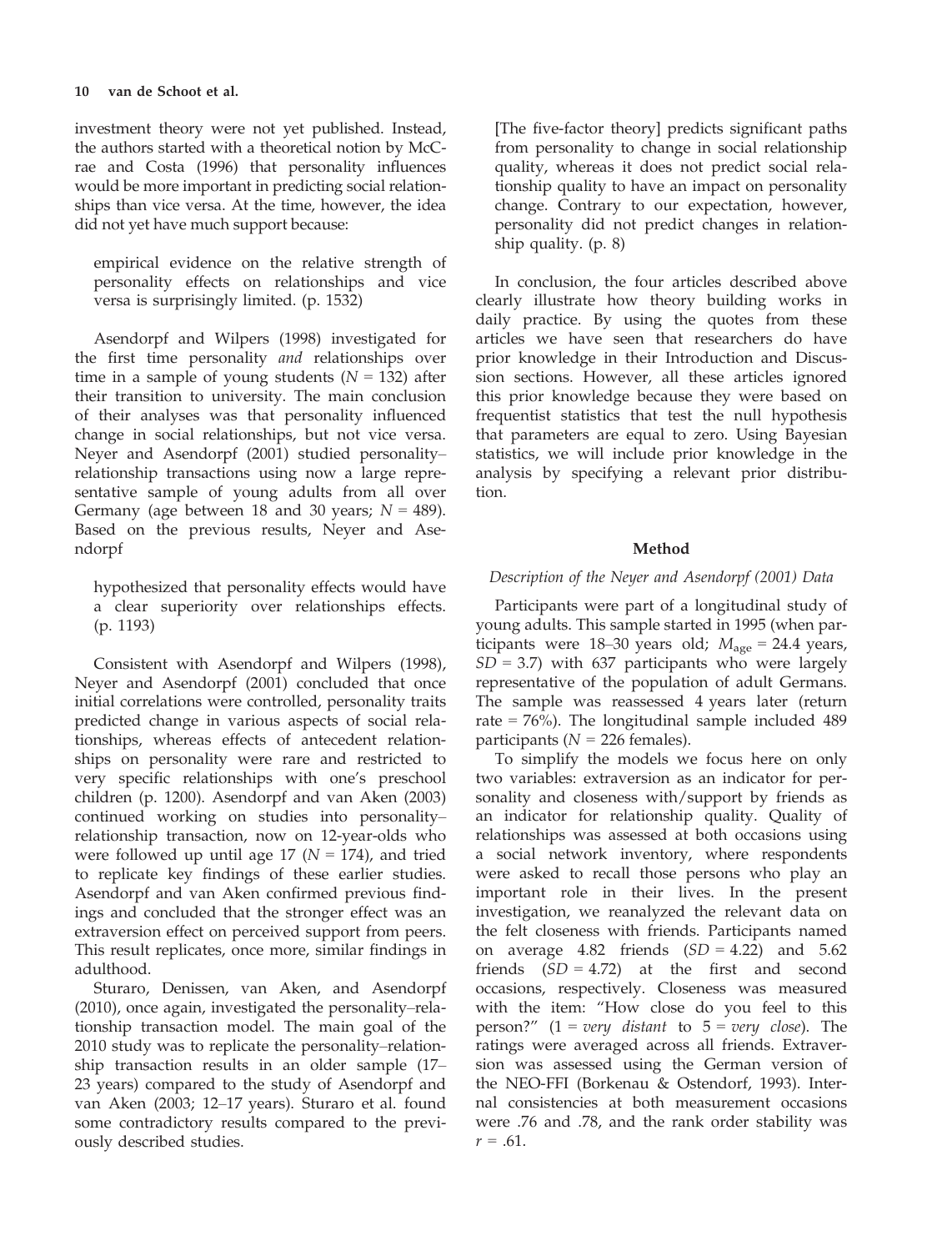investment theory were not yet published. Instead, the authors started with a theoretical notion by McCrae and Costa (1996) that personality influences would be more important in predicting social relationships than vice versa. At the time, however, the idea did not yet have much support because:

> empirical evidence on the relative strength of personality effects on relationships and vice versa is surprisingly limited. (p. 1532)

Asendorpf and Wilpers (1998) investigated for the first time personality *and* relationships over time in a sample of young students ($N = 132$) after their transition to university. The main conclusion of their analyses was that personality influenced change in social relationships, but not vice versa. Neyer and Asendorpf (2001) studied personality–relationship transactions using now a large representative sample of young adults from all over Germany (age between 18 and 30 years; $N = 489$). Based on the previous results, Neyer and Asendorpf

> hypothesized that personality effects would have a clear superiority over relationships effects. (p. 1193)

Consistent with Asendorpf and Wilpers (1998), Neyer and Asendorpf (2001) concluded that once initial correlations were controlled, personality traits predicted change in various aspects of social relationships, whereas effects of antecedent relationships on personality were rare and restricted to very specific relationships with one's preschool children (p. 1200). Asendorpf and van Aken (2003) continued working on studies into personality–relationship transaction, now on 12-year-olds who were followed up until age 17 ($N = 174$), and tried to replicate key findings of these earlier studies. Asendorpf and van Aken confirmed previous findings and concluded that the stronger effect was an extraversion effect on perceived support from peers. This result replicates, once more, similar findings in adulthood.

Sturaro, Denissen, van Aken, and Asendorpf (2010), once again, investigated the personality–relationship transaction model. The main goal of the 2010 study was to replicate the personality–relationship transaction results in an older sample (17–23 years) compared to the study of Asendorpf and van Aken (2003; 12–17 years). Sturaro et al. found some contradictory results compared to the previously described studies.

> [The five-factor theory] predicts significant paths from personality to change in social relationship quality, whereas it does not predict social relationship quality to have an impact on personality change. Contrary to our expectation, however, personality did not predict changes in relationship quality. (p. 8)

In conclusion, the four articles described above clearly illustrate how theory building works in daily practice. By using the quotes from these articles we have seen that researchers do have prior knowledge in their Introduction and Discussion sections. However, all these articles ignored this prior knowledge because they were based on frequentist statistics that test the null hypothesis that parameters are equal to zero. Using Bayesian statistics, we will include prior knowledge in the analysis by specifying a relevant prior distribution.

## Method

### *Description of the Neyer and Asendorpf (2001) Data*

Participants were part of a longitudinal study of young adults. This sample started in 1995 (when participants were 18–30 years old; $M_{\text{age}} = 24.4$ years, $SD = 3.7$) with 637 participants who were largely representative of the population of adult Germans. The sample was reassessed 4 years later (return rate = 76%). The longitudinal sample included 489 participants ($N = 226$ females).

To simplify the models we focus here on only two variables: extraversion as an indicator for personality and closeness with/support by friends as an indicator for relationship quality. Quality of relationships was assessed at both occasions using a social network inventory, where respondents were asked to recall those persons who play an important role in their lives. In the present investigation, we reanalyzed the relevant data on the felt closeness with friends. Participants named on average 4.82 friends ($SD = 4.22$) and 5.62 friends ($SD = 4.72$) at the first and second occasions, respectively. Closeness was measured with the item: "How close do you feel to this person?" (1 = *very distant* to 5 = *very close*). The ratings were averaged across all friends. Extraversion was assessed using the German version of the NEO-FFI (Borkenau & Ostendorf, 1993). Internal consistencies at both measurement occasions were .76 and .78, and the rank order stability was $r = .61$.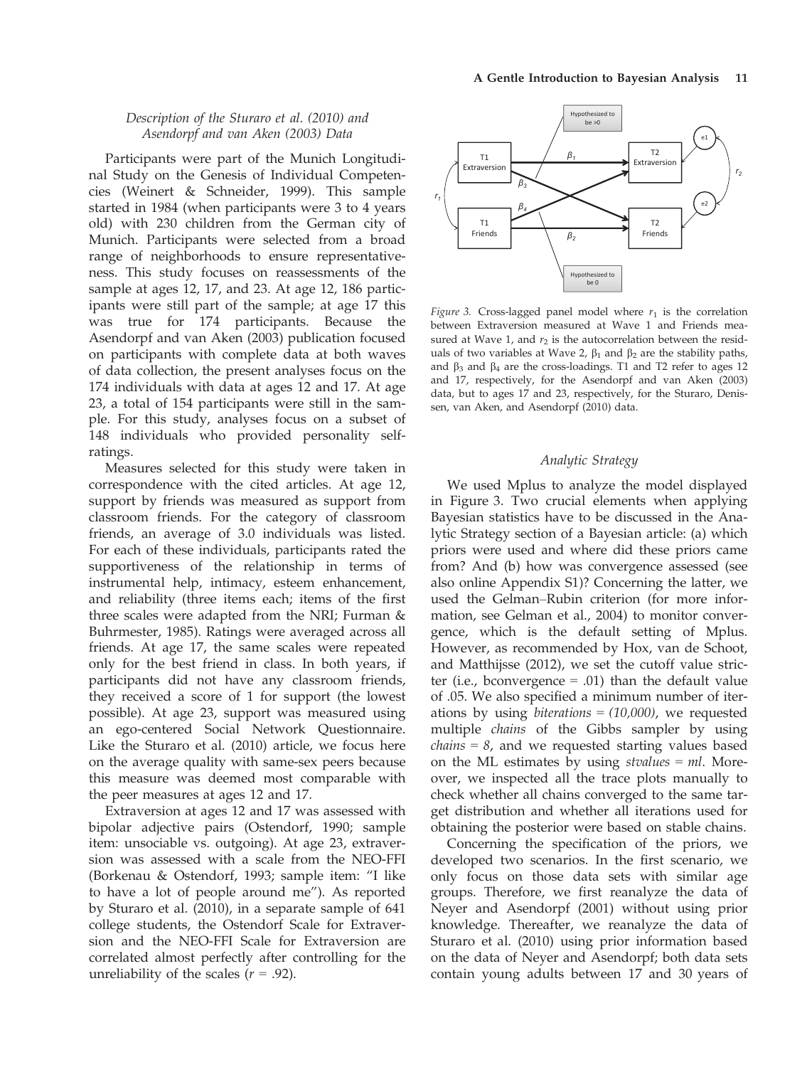### Description of the Sturaro et al. (2010) and Asendorpf and van Aken (2003) Data

Participants were part of the Munich Longitudinal Study on the Genesis of Individual Competencies (Weinert & Schneider, 1999). This sample started in 1984 (when participants were 3 to 4 years old) with 230 children from the German city of Munich. Participants were selected from a broad range of neighborhoods to ensure representativeness. This study focuses on reassessments of the sample at ages 12, 17, and 23. At age 12, 186 participants were still part of the sample; at age 17 this was true for 174 participants. Because the Asendorpf and van Aken (2003) publication focused on participants with complete data at both waves of data collection, the present analyses focus on the 174 individuals with data at ages 12 and 17. At age 23, a total of 154 participants were still in the sample. For this study, analyses focus on a subset of 148 individuals who provided personality self-ratings.

Measures selected for this study were taken in correspondence with the cited articles. At age 12, support by friends was measured as support from classroom friends. For the category of classroom friends, an average of 3.0 individuals was listed. For each of these individuals, participants rated the supportiveness of the relationship in terms of instrumental help, intimacy, esteem enhancement, and reliability (three items each; items of the first three scales were adapted from the NRI; Furman & Buhrmester, 1985). Ratings were averaged across all friends. At age 17, the same scales were repeated only for the best friend in class. In both years, if participants did not have any classroom friends, they received a score of 1 for support (the lowest possible). At age 23, support was measured using an ego-centered Social Network Questionnaire. Like the Sturaro et al. (2010) article, we focus here on the average quality with same-sex peers because this measure was deemed most comparable with the peer measures at ages 12 and 17.

Extraversion at ages 12 and 17 was assessed with bipolar adjective pairs (Ostendorf, 1990; sample item: unsociable vs. outgoing). At age 23, extraversion was assessed with a scale from the NEO-FFI (Borkenau & Ostendorf, 1993; sample item: "I like to have a lot of people around me"). As reported by Sturaro et al. (2010), in a separate sample of 641 college students, the Ostendorf Scale for Extraversion and the NEO-FFI Scale for Extraversion are correlated almost perfectly after controlling for the unreliability of the scales ($r = .92$).

*Figure 3.* Cross-lagged panel model where $r_1$ is the correlation between Extraversion measured at Wave 1 and Friends measured at Wave 1, and $r_2$ is the autocorrelation between the residuals of two variables at Wave 2, $\beta_1$ and $\beta_2$ are the stability paths, and $\beta_3$ and $\beta_4$ are the cross-loadings. T1 and T2 refer to ages 12 and 17, respectively, for the Asendorpf and van Aken (2003) data, but to ages 17 and 23, respectively, for the Sturaro, Denissen, van Aken, and Asendorpf (2010) data.

### Analytic Strategy

We used Mplus to analyze the model displayed in Figure 3. Two crucial elements when applying Bayesian statistics have to be discussed in the Analytic Strategy section of a Bayesian article: (a) which priors were used and where did these priors came from? And (b) how was convergence assessed (see also online Appendix S1)? Concerning the latter, we used the Gelman–Rubin criterion (for more information, see Gelman et al., 2004) to monitor convergence, which is the default setting of Mplus. However, as recommended by Hox, van de Schoot, and Matthijsse (2012), we set the cutoff value stricter (i.e., bconvergence = .01) than the default value of .05. We also specified a minimum number of iterations by using *biterations = (10,000)*, we requested multiple *chains* of the Gibbs sampler by using *chains = 8*, and we requested starting values based on the ML estimates by using *stvalues = ml*. Moreover, we inspected all the trace plots manually to check whether all chains converged to the same target distribution and whether all iterations used for obtaining the posterior were based on stable chains.

Concerning the specification of the priors, we developed two scenarios. In the first scenario, we only focus on those data sets with similar age groups. Therefore, we first reanalyze the data of Neyer and Asendorpf (2001) without using prior knowledge. Thereafter, we reanalyze the data of Sturaro et al. (2010) using prior information based on the data of Neyer and Asendorpf; both data sets contain young adults between 17 and 30 years of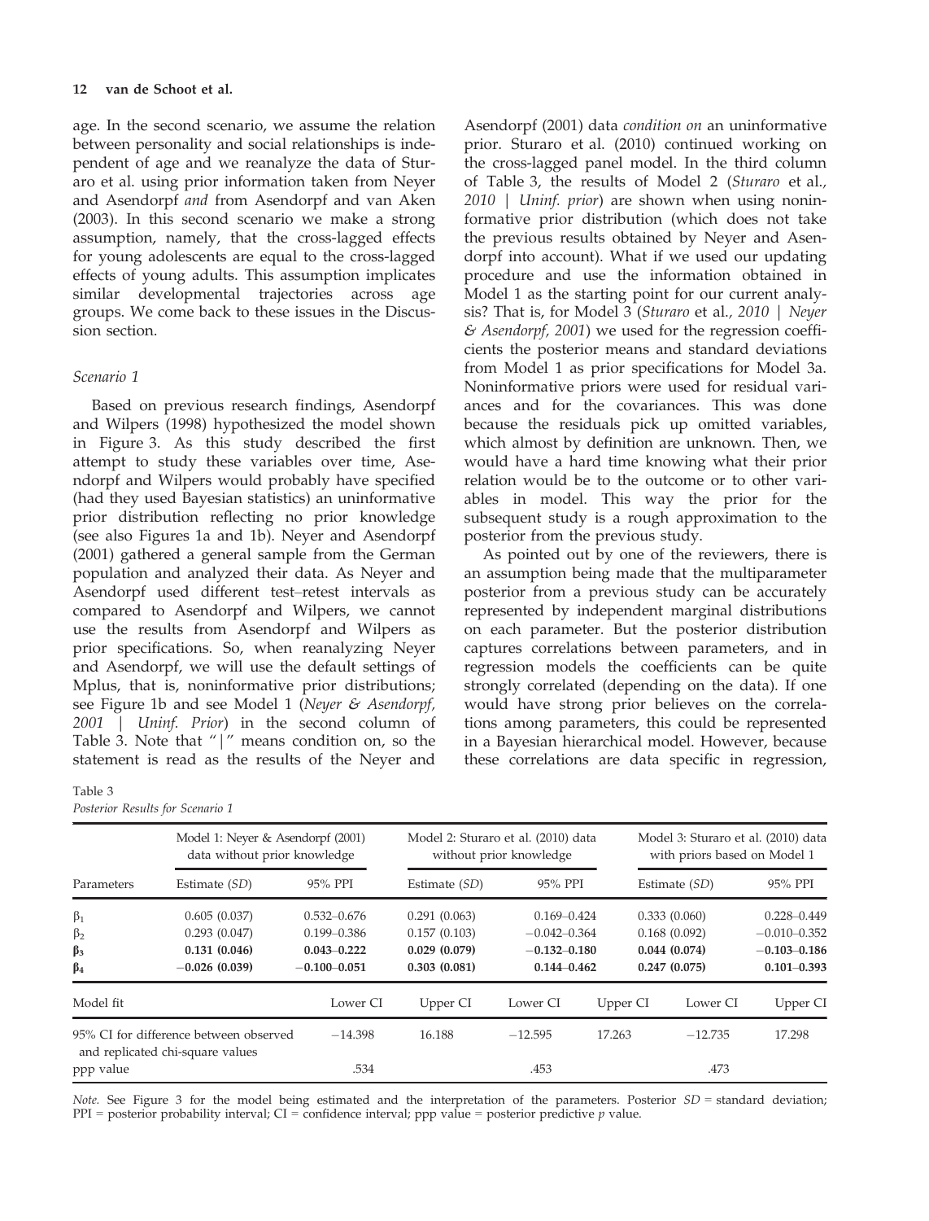age. In the second scenario, we assume the relation between personality and social relationships is independent of age and we reanalyze the data of Sturaro et al. using prior information taken from Neyer and Asendorpf *and* from Asendorpf and van Aken (2003). In this second scenario we make a strong assumption, namely, that the cross-lagged effects for young adolescents are equal to the cross-lagged effects of young adults. This assumption implicates similar developmental trajectories across age groups. We come back to these issues in the Discussion section.

### Scenario 1

Based on previous research findings, Asendorpf and Wilpers (1998) hypothesized the model shown in Figure 3. As this study described the first attempt to study these variables over time, Asendorpf and Wilpers would probably have specified (had they used Bayesian statistics) an uninformative prior distribution reflecting no prior knowledge (see also Figures 1a and 1b). Neyer and Asendorpf (2001) gathered a general sample from the German population and analyzed their data. As Neyer and Asendorpf used different test–retest intervals as compared to Asendorpf and Wilpers, we cannot use the results from Asendorpf and Wilpers as prior specifications. So, when reanalyzing Neyer and Asendorpf, we will use the default settings of Mplus, that is, noninformative prior distributions; see Figure 1b and see Model 1 (*Neyer & Asendorpf, 2001 | Uninf. Prior*) in the second column of Table 3. Note that "|" means condition on, so the statement is read as the results of the Neyer and Asendorpf (2001) data *condition on* an uninformative prior. Sturaro et al. (2010) continued working on the cross-lagged panel model. In the third column of Table 3, the results of Model 2 (*Sturaro et al., 2010 | Uninf. prior*) are shown when using noninformative prior distribution (which does not take the previous results obtained by Neyer and Asendorpf into account). What if we used our updating procedure and use the information obtained in Model 1 as the starting point for our current analysis? That is, for Model 3 (*Sturaro et al., 2010 | Neyer & Asendorpf, 2001*) we used for the regression coefficients the posterior means and standard deviations from Model 1 as prior specifications for Model 3a. Noninformative priors were used for residual variances and for the covariances. This was done because the residuals pick up omitted variables, which almost by definition are unknown. Then, we would have a hard time knowing what their prior relation would be to the outcome or to other variables in model. This way the prior for the subsequent study is a rough approximation to the posterior from the previous study.

As pointed out by one of the reviewers, there is an assumption being made that the multiparameter posterior from a previous study can be accurately represented by independent marginal distributions on each parameter. But the posterior distribution captures correlations between parameters, and in regression models the coefficients can be quite strongly correlated (depending on the data). If one would have strong prior believes on the correlations among parameters, this could be represented in a Bayesian hierarchical model. However, because these correlations are data specific in regression,

Table 3
*Posterior Results for Scenario 1*

| | Model 1: Neyer & Asendorpf (2001) data without prior knowledge | | Model 2: Sturaro et al. (2010) data without prior knowledge | | Model 3: Sturaro et al. (2010) data with priors based on Model 1 | |
|---|---|---|---|---|---|---|
| Parameters | Estimate (*SD*) | 95% PPI | Estimate (*SD*) | 95% PPI | Estimate (*SD*) | 95% PPI |
| $\beta_1$ | 0.605 (0.037) | 0.532–0.676 | 0.291 (0.063) | 0.169–0.424 | 0.333 (0.060) | 0.228–0.449 |
| $\beta_2$ | 0.293 (0.047) | 0.199–0.386 | 0.157 (0.103) | −0.042–0.364 | 0.168 (0.092) | −0.010–0.352 |
| $\beta_3$ | **0.131 (0.046)** | **0.043–0.222** | **0.029 (0.079)** | **−0.132–0.180** | **0.044 (0.074)** | **−0.103–0.186** |
| $\beta_4$ | **−0.026 (0.039)** | **−0.100–0.051** | **0.303 (0.081)** | **0.144–0.462** | **0.247 (0.075)** | **0.101–0.393** |
| Model fit | Lower CI | Upper CI | Lower CI | Upper CI | Lower CI | Upper CI |
| 95% CI for difference between observed and replicated chi-square values | −14.398 | 16.188 | −12.595 | 17.263 | −12.735 | 17.298 |
| ppp value | .534 | | .453 | | .473 | |

*Note.* See Figure 3 for the model being estimated and the interpretation of the parameters. Posterior *SD* = standard deviation; PPI = posterior probability interval; CI = confidence interval; ppp value = posterior predictive *p* value.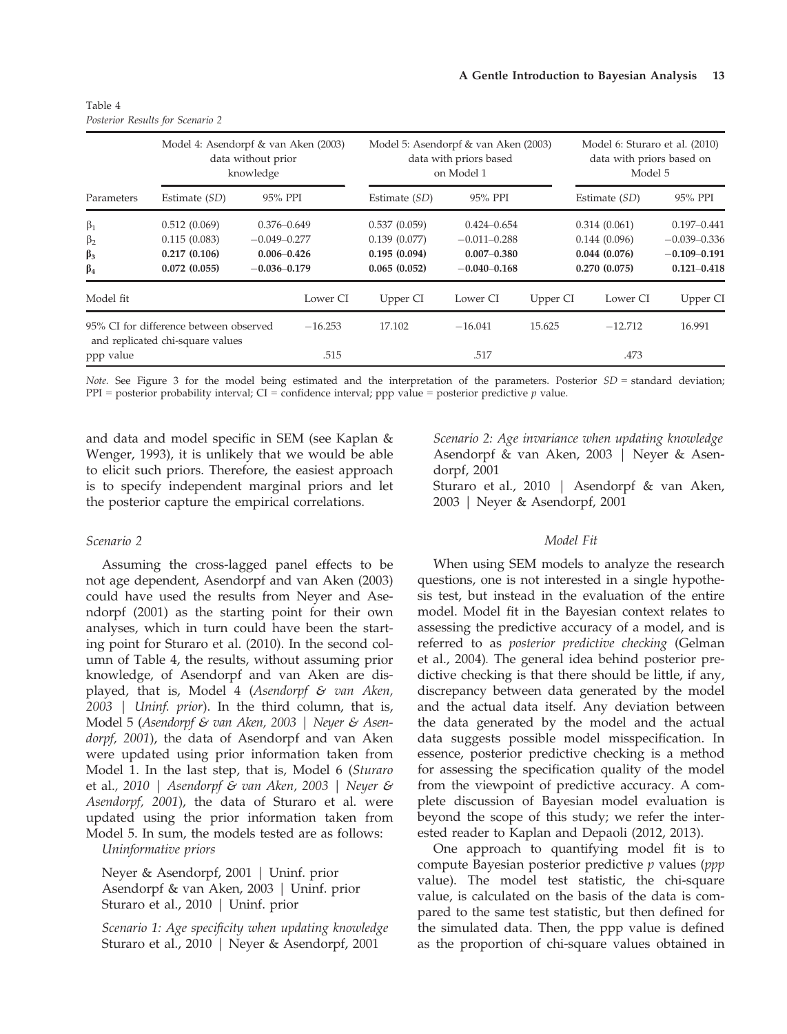Table 4
*Posterior Results for Scenario 2*

| Parameters | Model 4: Asendorpf & van Aken (2003) data without prior knowledge | | Model 5: Asendorpf & van Aken (2003) data with priors based on Model 1 | | Model 6: Sturaro et al. (2010) data with priors based on Model 5 | |
|---|---|---|---|---|---|---|
| | Estimate (*SD*) | 95% PPI | Estimate (*SD*) | 95% PPI | Estimate (*SD*) | 95% PPI |
| $\beta_1$ | 0.512 (0.069) | 0.376–0.649 | 0.537 (0.059) | 0.424–0.654 | 0.314 (0.061) | 0.197–0.441 |
| $\beta_2$ | 0.115 (0.083) | −0.049–0.277 | 0.139 (0.077) | −0.011–0.288 | 0.144 (0.096) | −0.039–0.336 |
| $\boldsymbol{\beta_3}$ | **0.217 (0.106)** | **0.006–0.426** | **0.195 (0.094)** | **0.007–0.380** | **0.044 (0.076)** | **−0.109–0.191** |
| $\boldsymbol{\beta_4}$ | **0.072 (0.055)** | **−0.036–0.179** | **0.065 (0.052)** | **−0.040–0.168** | **0.270 (0.075)** | **0.121–0.418** |
| Model fit | Lower CI | Upper CI | Lower CI | Upper CI | Lower CI | Upper CI |
| 95% CI for difference between observed and replicated chi-square values | −16.253 | 17.102 | −16.041 | 15.625 | −12.712 | 16.991 |
| ppp value | .515 | | .517 | | .473 | |

*Note.* See Figure 3 for the model being estimated and the interpretation of the parameters. Posterior *SD* = standard deviation; PPI = posterior probability interval; CI = confidence interval; ppp value = posterior predictive *p* value.

and data and model specific in SEM (see Kaplan & Wenger, 1993), it is unlikely that we would be able to elicit such priors. Therefore, the easiest approach is to specify independent marginal priors and let the posterior capture the empirical correlations.

### *Scenario 2*

Assuming the cross-lagged panel effects to be not age dependent, Asendorpf and van Aken (2003) could have used the results from Neyer and Asendorpf (2001) as the starting point for their own analyses, which in turn could have been the starting point for Sturaro et al. (2010). In the second column of Table 4, the results, without assuming prior knowledge, of Asendorpf and van Aken are displayed, that is, Model 4 (*Asendorpf & van Aken, 2003 | Uninf. prior*). In the third column, that is, Model 5 (*Asendorpf & van Aken, 2003 | Neyer & Asendorpf, 2001*), the data of Asendorpf and van Aken were updated using prior information taken from Model 1. In the last step, that is, Model 6 (*Sturaro et al., 2010 | Asendorpf & van Aken, 2003 | Neyer & Asendorpf, 2001*), the data of Sturaro et al. were updated using the prior information taken from Model 5. In sum, the models tested are as follows:

*Uninformative priors*

Neyer & Asendorpf, 2001 | Uninf. prior
Asendorpf & van Aken, 2003 | Uninf. prior
Sturaro et al., 2010 | Uninf. prior

*Scenario 1: Age specificity when updating knowledge*
Sturaro et al., 2010 | Neyer & Asendorpf, 2001

*Scenario 2: Age invariance when updating knowledge*
Asendorpf & van Aken, 2003 | Neyer & Asendorpf, 2001
Sturaro et al., 2010 | Asendorpf & van Aken, 2003 | Neyer & Asendorpf, 2001

### *Model Fit*

When using SEM models to analyze the research questions, one is not interested in a single hypothesis test, but instead in the evaluation of the entire model. Model fit in the Bayesian context relates to assessing the predictive accuracy of a model, and is referred to as *posterior predictive checking* (Gelman et al., 2004). The general idea behind posterior predictive checking is that there should be little, if any, discrepancy between data generated by the model and the actual data itself. Any deviation between the data generated by the model and the actual data suggests possible model misspecification. In essence, posterior predictive checking is a method for assessing the specification quality of the model from the viewpoint of predictive accuracy. A complete discussion of Bayesian model evaluation is beyond the scope of this study; we refer the interested reader to Kaplan and Depaoli (2012, 2013).

One approach to quantifying model fit is to compute Bayesian posterior predictive *p* values (*ppp* value). The model test statistic, the chi-square value, is calculated on the basis of the data is compared to the same test statistic, but then defined for the simulated data. Then, the ppp value is defined as the proportion of chi-square values obtained in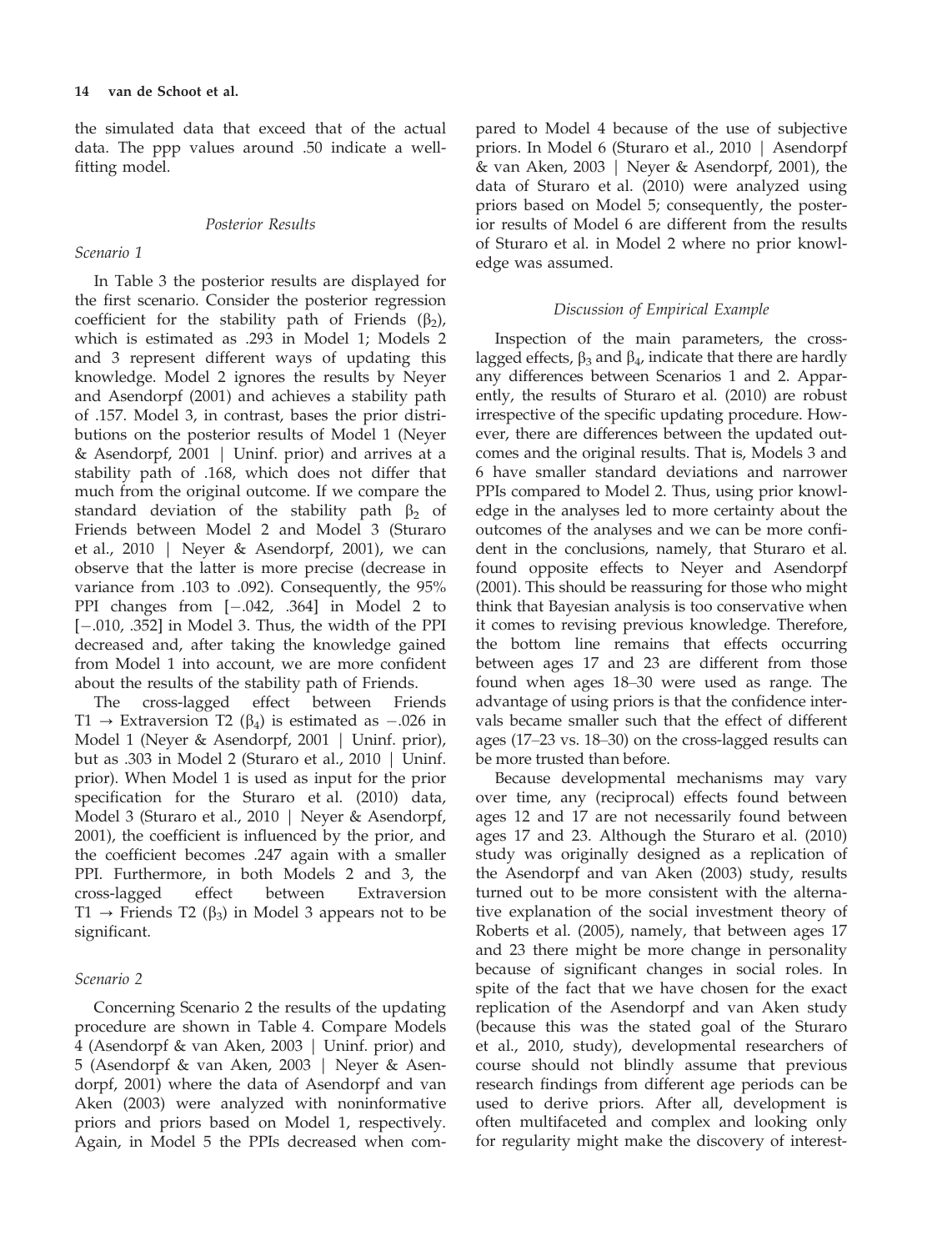the simulated data that exceed that of the actual data. The ppp values around .50 indicate a well-fitting model.

### *Posterior Results*

#### *Scenario 1*

In Table 3 the posterior results are displayed for the first scenario. Consider the posterior regression coefficient for the stability path of Friends ($\beta_2$), which is estimated as .293 in Model 1; Models 2 and 3 represent different ways of updating this knowledge. Model 2 ignores the results by Neyer and Asendorpf (2001) and achieves a stability path of .157. Model 3, in contrast, bases the prior distributions on the posterior results of Model 1 (Neyer & Asendorpf, 2001 | Uninf. prior) and arrives at a stability path of .168, which does not differ that much from the original outcome. If we compare the standard deviation of the stability path $\beta_2$ of Friends between Model 2 and Model 3 (Sturaro et al., 2010 | Neyer & Asendorpf, 2001), we can observe that the latter is more precise (decrease in variance from .103 to .092). Consequently, the 95% PPI changes from [−.042, .364] in Model 2 to [−.010, .352] in Model 3. Thus, the width of the PPI decreased and, after taking the knowledge gained from Model 1 into account, we are more confident about the results of the stability path of Friends.

The cross-lagged effect between Friends T1 → Extraversion T2 ($\beta_4$) is estimated as −.026 in Model 1 (Neyer & Asendorpf, 2001 | Uninf. prior), but as .303 in Model 2 (Sturaro et al., 2010 | Uninf. prior). When Model 1 is used as input for the prior specification for the Sturaro et al. (2010) data, Model 3 (Sturaro et al., 2010 | Neyer & Asendorpf, 2001), the coefficient is influenced by the prior, and the coefficient becomes .247 again with a smaller PPI. Furthermore, in both Models 2 and 3, the cross-lagged effect between Extraversion T1 → Friends T2 ($\beta_3$) in Model 3 appears not to be significant.

#### *Scenario 2*

Concerning Scenario 2 the results of the updating procedure are shown in Table 4. Compare Models 4 (Asendorpf & van Aken, 2003 | Uninf. prior) and 5 (Asendorpf & van Aken, 2003 | Neyer & Asendorpf, 2001) where the data of Asendorpf and van Aken (2003) were analyzed with noninformative priors and priors based on Model 1, respectively. Again, in Model 5 the PPIs decreased when compared to Model 4 because of the use of subjective priors. In Model 6 (Sturaro et al., 2010 | Asendorpf & van Aken, 2003 | Neyer & Asendorpf, 2001), the data of Sturaro et al. (2010) were analyzed using priors based on Model 5; consequently, the posterior results of Model 6 are different from the results of Sturaro et al. in Model 2 where no prior knowledge was assumed.

### *Discussion of Empirical Example*

Inspection of the main parameters, the cross-lagged effects, $\beta_3$ and $\beta_4$, indicate that there are hardly any differences between Scenarios 1 and 2. Apparently, the results of Sturaro et al. (2010) are robust irrespective of the specific updating procedure. However, there are differences between the updated outcomes and the original results. That is, Models 3 and 6 have smaller standard deviations and narrower PPIs compared to Model 2. Thus, using prior knowledge in the analyses led to more certainty about the outcomes of the analyses and we can be more confident in the conclusions, namely, that Sturaro et al. found opposite effects to Neyer and Asendorpf (2001). This should be reassuring for those who might think that Bayesian analysis is too conservative when it comes to revising previous knowledge. Therefore, the bottom line remains that effects occurring between ages 17 and 23 are different from those found when ages 18–30 were used as range. The advantage of using priors is that the confidence intervals became smaller such that the effect of different ages (17–23 vs. 18–30) on the cross-lagged results can be more trusted than before.

Because developmental mechanisms may vary over time, any (reciprocal) effects found between ages 12 and 17 are not necessarily found between ages 17 and 23. Although the Sturaro et al. (2010) study was originally designed as a replication of the Asendorpf and van Aken (2003) study, results turned out to be more consistent with the alternative explanation of the social investment theory of Roberts et al. (2005), namely, that between ages 17 and 23 there might be more change in personality because of significant changes in social roles. In spite of the fact that we have chosen for the exact replication of the Asendorpf and van Aken study (because this was the stated goal of the Sturaro et al., 2010, study), developmental researchers of course should not blindly assume that previous research findings from different age periods can be used to derive priors. After all, development is often multifaceted and complex and looking only for regularity might make the discovery of interest-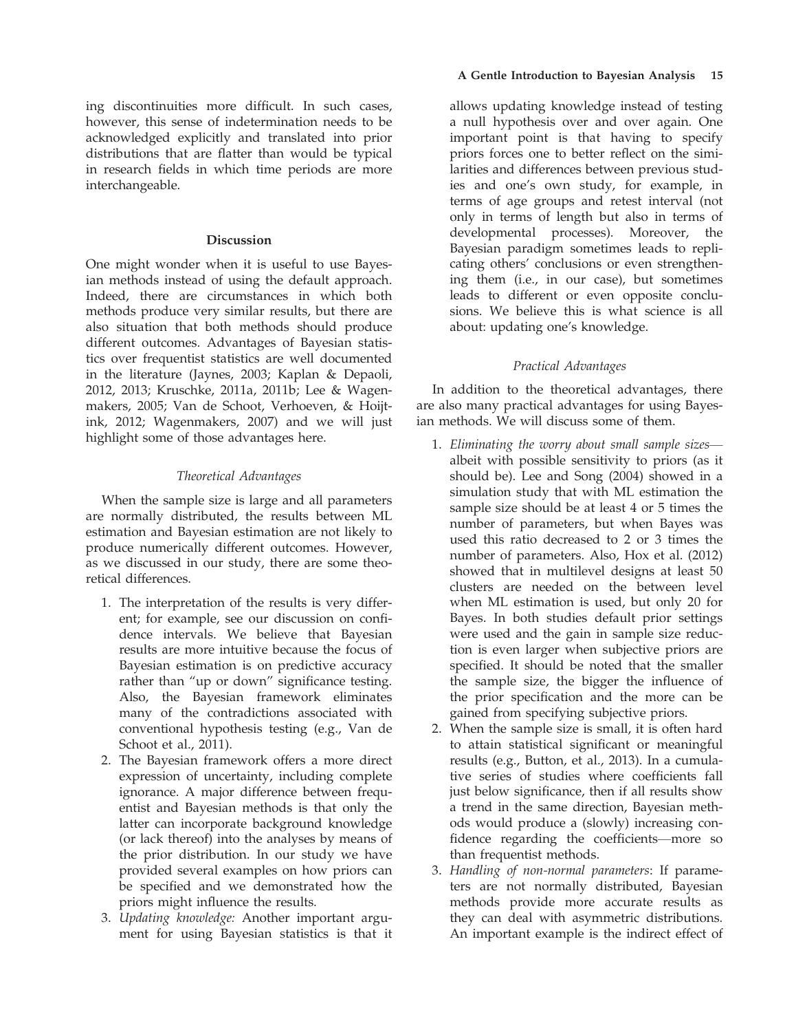ing discontinuities more difficult. In such cases, however, this sense of indetermination needs to be acknowledged explicitly and translated into prior distributions that are flatter than would be typical in research fields in which time periods are more interchangeable.

## Discussion

One might wonder when it is useful to use Bayesian methods instead of using the default approach. Indeed, there are circumstances in which both methods produce very similar results, but there are also situation that both methods should produce different outcomes. Advantages of Bayesian statistics over frequentist statistics are well documented in the literature (Jaynes, 2003; Kaplan & Depaoli, 2012, 2013; Kruschke, 2011a, 2011b; Lee & Wagenmakers, 2005; Van de Schoot, Verhoeven, & Hoijtink, 2012; Wagenmakers, 2007) and we will just highlight some of those advantages here.

### *Theoretical Advantages*

When the sample size is large and all parameters are normally distributed, the results between ML estimation and Bayesian estimation are not likely to produce numerically different outcomes. However, as we discussed in our study, there are some theoretical differences.

1. The interpretation of the results is very different; for example, see our discussion on confidence intervals. We believe that Bayesian results are more intuitive because the focus of Bayesian estimation is on predictive accuracy rather than "up or down" significance testing. Also, the Bayesian framework eliminates many of the contradictions associated with conventional hypothesis testing (e.g., Van de Schoot et al., 2011).
2. The Bayesian framework offers a more direct expression of uncertainty, including complete ignorance. A major difference between frequentist and Bayesian methods is that only the latter can incorporate background knowledge (or lack thereof) into the analyses by means of the prior distribution. In our study we have provided several examples on how priors can be specified and we demonstrated how the priors might influence the results.
3. *Updating knowledge:* Another important argument for using Bayesian statistics is that it allows updating knowledge instead of testing a null hypothesis over and over again. One important point is that having to specify priors forces one to better reflect on the similarities and differences between previous studies and one's own study, for example, in terms of age groups and retest interval (not only in terms of length but also in terms of developmental processes). Moreover, the Bayesian paradigm sometimes leads to replicating others' conclusions or even strengthening them (i.e., in our case), but sometimes leads to different or even opposite conclusions. We believe this is what science is all about: updating one's knowledge.

### *Practical Advantages*

In addition to the theoretical advantages, there are also many practical advantages for using Bayesian methods. We will discuss some of them.

1. *Eliminating the worry about small sample sizes*—albeit with possible sensitivity to priors (as it should be). Lee and Song (2004) showed in a simulation study that with ML estimation the sample size should be at least 4 or 5 times the number of parameters, but when Bayes was used this ratio decreased to 2 or 3 times the number of parameters. Also, Hox et al. (2012) showed that in multilevel designs at least 50 clusters are needed on the between level when ML estimation is used, but only 20 for Bayes. In both studies default prior settings were used and the gain in sample size reduction is even larger when subjective priors are specified. It should be noted that the smaller the sample size, the bigger the influence of the prior specification and the more can be gained from specifying subjective priors.
2. When the sample size is small, it is often hard to attain statistical significant or meaningful results (e.g., Button, et al., 2013). In a cumulative series of studies where coefficients fall just below significance, then if all results show a trend in the same direction, Bayesian methods would produce a (slowly) increasing confidence regarding the coefficients—more so than frequentist methods.
3. *Handling of non-normal parameters*: If parameters are not normally distributed, Bayesian methods provide more accurate results as they can deal with asymmetric distributions. An important example is the indirect effect of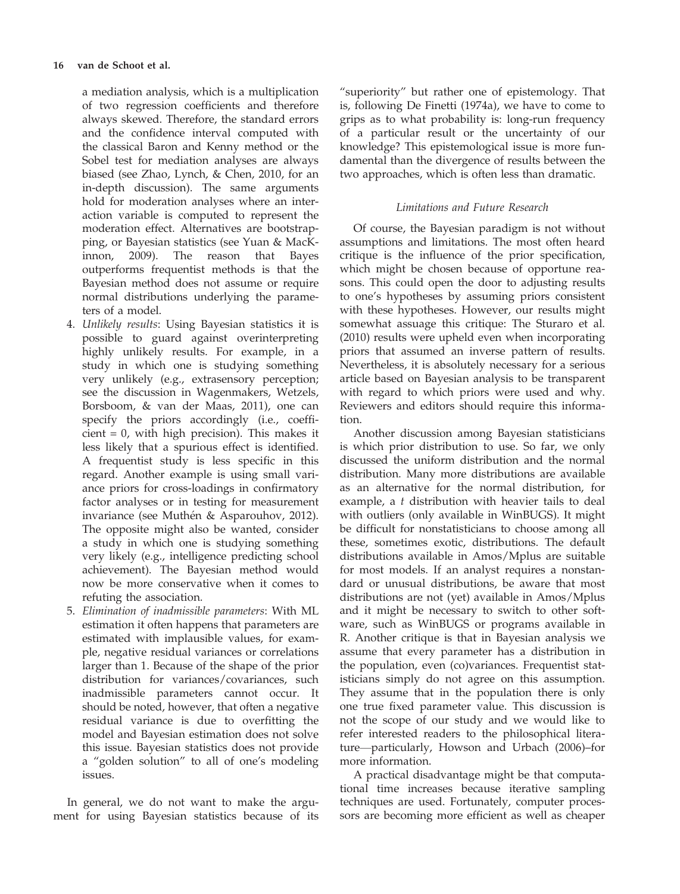a mediation analysis, which is a multiplication of two regression coefficients and therefore always skewed. Therefore, the standard errors and the confidence interval computed with the classical Baron and Kenny method or the Sobel test for mediation analyses are always biased (see Zhao, Lynch, & Chen, 2010, for an in-depth discussion). The same arguments hold for moderation analyses where an interaction variable is computed to represent the moderation effect. Alternatives are bootstrapping, or Bayesian statistics (see Yuan & MacKinnon, 2009). The reason that Bayes outperforms frequentist methods is that the Bayesian method does not assume or require normal distributions underlying the parameters of a model.

4. *Unlikely results*: Using Bayesian statistics it is possible to guard against overinterpreting highly unlikely results. For example, in a study in which one is studying something very unlikely (e.g., extrasensory perception; see the discussion in Wagenmakers, Wetzels, Borsboom, & van der Maas, 2011), one can specify the priors accordingly (i.e., coefficient = 0, with high precision). This makes it less likely that a spurious effect is identified. A frequentist study is less specific in this regard. Another example is using small variance priors for cross-loadings in confirmatory factor analyses or in testing for measurement invariance (see Muthén & Asparouhov, 2012). The opposite might also be wanted, consider a study in which one is studying something very likely (e.g., intelligence predicting school achievement). The Bayesian method would now be more conservative when it comes to refuting the association.
5. *Elimination of inadmissible parameters*: With ML estimation it often happens that parameters are estimated with implausible values, for example, negative residual variances or correlations larger than 1. Because of the shape of the prior distribution for variances/covariances, such inadmissible parameters cannot occur. It should be noted, however, that often a negative residual variance is due to overfitting the model and Bayesian estimation does not solve this issue. Bayesian statistics does not provide a "golden solution" to all of one's modeling issues.

In general, we do not want to make the argument for using Bayesian statistics because of its "superiority" but rather one of epistemology. That is, following De Finetti (1974a), we have to come to grips as to what probability is: long-run frequency of a particular result or the uncertainty of our knowledge? This epistemological issue is more fundamental than the divergence of results between the two approaches, which is often less than dramatic.

### *Limitations and Future Research*

Of course, the Bayesian paradigm is not without assumptions and limitations. The most often heard critique is the influence of the prior specification, which might be chosen because of opportune reasons. This could open the door to adjusting results to one's hypotheses by assuming priors consistent with these hypotheses. However, our results might somewhat assuage this critique: The Sturaro et al. (2010) results were upheld even when incorporating priors that assumed an inverse pattern of results. Nevertheless, it is absolutely necessary for a serious article based on Bayesian analysis to be transparent with regard to which priors were used and why. Reviewers and editors should require this information.

Another discussion among Bayesian statisticians is which prior distribution to use. So far, we only discussed the uniform distribution and the normal distribution. Many more distributions are available as an alternative for the normal distribution, for example, a *t* distribution with heavier tails to deal with outliers (only available in WinBUGS). It might be difficult for nonstatisticians to choose among all these, sometimes exotic, distributions. The default distributions available in Amos/Mplus are suitable for most models. If an analyst requires a nonstandard or unusual distributions, be aware that most distributions are not (yet) available in Amos/Mplus and it might be necessary to switch to other software, such as WinBUGS or programs available in R. Another critique is that in Bayesian analysis we assume that every parameter has a distribution in the population, even (co)variances. Frequentist statisticians simply do not agree on this assumption. They assume that in the population there is only one true fixed parameter value. This discussion is not the scope of our study and we would like to refer interested readers to the philosophical literature—particularly, Howson and Urbach (2006)–for more information.

A practical disadvantage might be that computational time increases because iterative sampling techniques are used. Fortunately, computer processors are becoming more efficient as well as cheaper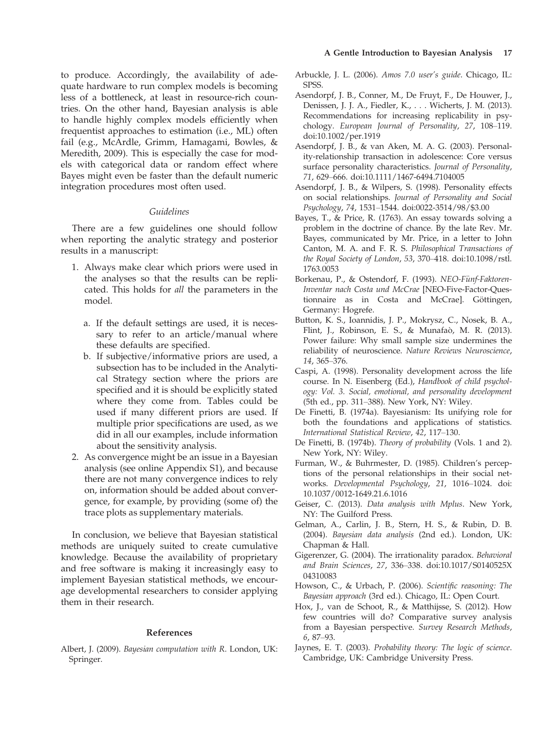to produce. Accordingly, the availability of adequate hardware to run complex models is becoming less of a bottleneck, at least in resource-rich countries. On the other hand, Bayesian analysis is able to handle highly complex models efficiently when frequentist approaches to estimation (i.e., ML) often fail (e.g., McArdle, Grimm, Hamagami, Bowles, & Meredith, 2009). This is especially the case for models with categorical data or random effect where Bayes might even be faster than the default numeric integration procedures most often used.

### *Guidelines*

There are a few guidelines one should follow when reporting the analytic strategy and posterior results in a manuscript:

1. Always make clear which priors were used in the analyses so that the results can be replicated. This holds for *all* the parameters in the model.
   a. If the default settings are used, it is necessary to refer to an article/manual where these defaults are specified.
   b. If subjective/informative priors are used, a subsection has to be included in the Analytical Strategy section where the priors are specified and it is should be explicitly stated where they come from. Tables could be used if many different priors are used. If multiple prior specifications are used, as we did in all our examples, include information about the sensitivity analysis.
2. As convergence might be an issue in a Bayesian analysis (see online Appendix S1), and because there are not many convergence indices to rely on, information should be added about convergence, for example, by providing (some of) the trace plots as supplementary materials.

In conclusion, we believe that Bayesian statistical methods are uniquely suited to create cumulative knowledge. Because the availability of proprietary and free software is making it increasingly easy to implement Bayesian statistical methods, we encourage developmental researchers to consider applying them in their research.

## References

Albert, J. (2009). *Bayesian computation with R*. London, UK: Springer.

Arbuckle, J. L. (2006). *Amos 7.0 user's guide*. Chicago, IL: SPSS.

Asendorpf, J. B., Conner, M., De Fruyt, F., De Houwer, J., Denissen, J. J. A., Fiedler, K., . . . Wicherts, J. M. (2013). Recommendations for increasing replicability in psychology. *European Journal of Personality*, *27*, 108–119. doi:10.1002/per.1919

Asendorpf, J. B., & van Aken, M. A. G. (2003). Personality-relationship transaction in adolescence: Core versus surface personality characteristics. *Journal of Personality*, *71*, 629–666. doi:10.1111/1467-6494.7104005

Asendorpf, J. B., & Wilpers, S. (1998). Personality effects on social relationships. *Journal of Personality and Social Psychology*, *74*, 1531–1544. doi:0022-3514/98/$3.00

Bayes, T., & Price, R. (1763). An essay towards solving a problem in the doctrine of chance. By the late Rev. Mr. Bayes, communicated by Mr. Price, in a letter to John Canton, M. A. and F. R. S. *Philosophical Transactions of the Royal Society of London*, *53*, 370–418. doi:10.1098/rstl.1763.0053

Borkenau, P., & Ostendorf, F. (1993). *NEO-Fünf-Faktoren-Inventar nach Costa und McCrae* [NEO-Five-Factor-Questionnaire as in Costa and McCrae]. Göttingen, Germany: Hogrefe.

Button, K. S., Ioannidis, J. P., Mokrysz, C., Nosek, B. A., Flint, J., Robinson, E. S., & Munafaò, M. R. (2013). Power failure: Why small sample size undermines the reliability of neuroscience. *Nature Reviews Neuroscience*, *14*, 365–376.

Caspi, A. (1998). Personality development across the life course. In N. Eisenberg (Ed.), *Handbook of child psychology: Vol. 3. Social, emotional, and personality development* (5th ed., pp. 311–388). New York, NY: Wiley.

De Finetti, B. (1974a). Bayesianism: Its unifying role for both the foundations and applications of statistics. *International Statistical Review*, *42*, 117–130.

De Finetti, B. (1974b). *Theory of probability* (Vols. 1 and 2). New York, NY: Wiley.

Furman, W., & Buhrmester, D. (1985). Children's perceptions of the personal relationships in their social networks. *Developmental Psychology*, *21*, 1016–1024. doi:10.1037/0012-1649.21.6.1016

Geiser, C. (2013). *Data analysis with Mplus*. New York, NY: The Guilford Press.

Gelman, A., Carlin, J. B., Stern, H. S., & Rubin, D. B. (2004). *Bayesian data analysis* (2nd ed.). London, UK: Chapman & Hall.

Gigerenzer, G. (2004). The irrationality paradox. *Behavioral and Brain Sciences*, *27*, 336–338. doi:10.1017/S0140525X04310083

Howson, C., & Urbach, P. (2006). *Scientific reasoning: The Bayesian approach* (3rd ed.). Chicago, IL: Open Court.

Hox, J., van de Schoot, R., & Matthijsse, S. (2012). How few countries will do? Comparative survey analysis from a Bayesian perspective. *Survey Research Methods*, *6*, 87–93.

Jaynes, E. T. (2003). *Probability theory: The logic of science*. Cambridge, UK: Cambridge University Press.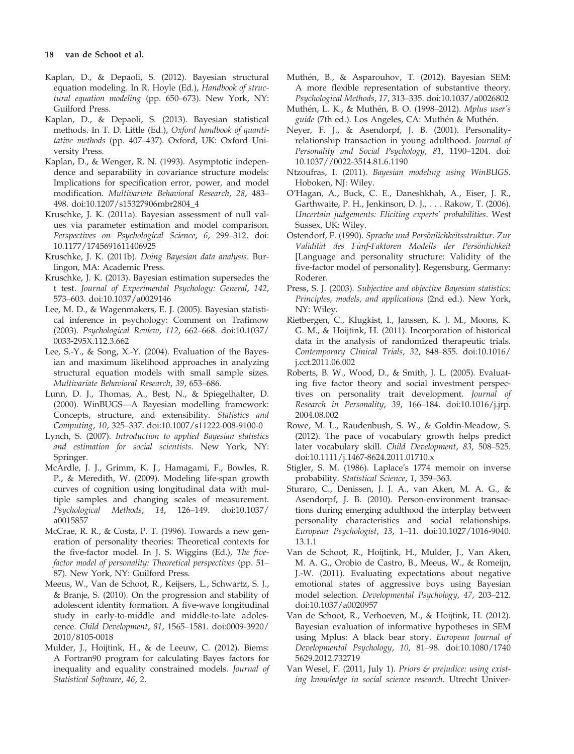Kaplan, D., & Depaoli, S. (2012). Bayesian structural equation modeling. In R. Hoyle (Ed.), *Handbook of structural equation modeling* (pp. 650–673). New York, NY: Guilford Press.

Kaplan, D., & Depaoli, S. (2013). Bayesian statistical methods. In T. D. Little (Ed.), *Oxford handbook of quantitative methods* (pp. 407–437). Oxford, UK: Oxford University Press.

Kaplan, D., & Wenger, R. N. (1993). Asymptotic independence and separability in covariance structure models: Implications for specification error, power, and model modification. *Multivariate Behavioral Research*, *28*, 483–498. doi:10.1207/s15327906mbr2804_4

Kruschke, J. K. (2011a). Bayesian assessment of null values via parameter estimation and model comparison. *Perspectives on Psychological Science*, *6*, 299–312. doi: 10.1177/1745691611406925

Kruschke, J. K. (2011b). *Doing Bayesian data analysis*. Burlingon, MA: Academic Press.

Kruschke, J. K. (2013). Bayesian estimation supersedes the t test. *Journal of Experimental Psychology: General*, *142*, 573–603. doi:10.1037/a0029146

Lee, M. D., & Wagenmakers, E. J. (2005). Bayesian statistical inference in psychology: Comment on Trafimow (2003). *Psychological Review*, *112*, 662–668. doi:10.1037/0033-295X.112.3.662

Lee, S.-Y., & Song, X.-Y. (2004). Evaluation of the Bayesian and maximum likelihood approaches in analyzing structural equation models with small sample sizes. *Multivariate Behavioral Research*, *39*, 653–686.

Lunn, D. J., Thomas, A., Best, N., & Spiegelhalter, D. (2000). WinBUGS—A Bayesian modelling framework: Concepts, structure, and extensibility. *Statistics and Computing*, *10*, 325–337. doi:10.1007/s11222-008-9100-0

Lynch, S. (2007). *Introduction to applied Bayesian statistics and estimation for social scientists*. New York, NY: Springer.

McArdle, J. J., Grimm, K. J., Hamagami, F., Bowles, R. P., & Meredith, W. (2009). Modeling life-span growth curves of cognition using longitudinal data with multiple samples and changing scales of measurement. *Psychological Methods*, *14*, 126–149. doi:10.1037/a0015857

McCrae, R. R., & Costa, P. T. (1996). Towards a new generation of personality theories: Theoretical contexts for the five-factor model. In J. S. Wiggins (Ed.), *The five-factor model of personality: Theoretical perspectives* (pp. 51–87). New York, NY: Guilford Press.

Meeus, W., Van de Schoot, R., Keijsers, L., Schwartz, S. J., & Branje, S. (2010). On the progression and stability of adolescent identity formation. A five-wave longitudinal study in early-to-middle and middle-to-late adolescence. *Child Development*, *81*, 1565–1581. doi:0009-3920/2010/8105-0018

Mulder, J., Hoijtink, H., & de Leeuw, C. (2012). Biems: A Fortran90 program for calculating Bayes factors for inequality and equality constrained models. *Journal of Statistical Software*, *46*, 2.

Muthén, B., & Asparouhov, T. (2012). Bayesian SEM: A more flexible representation of substantive theory. *Psychological Methods*, *17*, 313–335. doi:10.1037/a0026802

Muthén, L. K., & Muthén, B. O. (1998–2012). *Mplus user's guide* (7th ed.). Los Angeles, CA: Muthén & Muthén.

Neyer, F. J., & Asendorpf, J. B. (2001). Personality-relationship transaction in young adulthood. *Journal of Personality and Social Psychology*, *81*, 1190–1204. doi: 10.1037//0022-3514.81.6.1190

Ntzoufras, I. (2011). *Bayesian modeling using WinBUGS*. Hoboken, NJ: Wiley.

O'Hagan, A., Buck, C. E., Daneshkhah, A., Eiser, J. R., Garthwaite, P. H., Jenkinson, D. J., . . . Rakow, T. (2006). *Uncertain judgements: Eliciting experts' probabilities*. West Sussex, UK: Wiley.

Ostendorf, F. (1990). *Sprache und Persönlichkeitsstruktur. Zur Validität des Fünf-Faktoren Modells der Persönlichkeit* [Language and personality structure: Validity of the five-factor model of personality]. Regensburg, Germany: Roderer.

Press, S. J. (2003). *Subjective and objective Bayesian statistics: Principles, models, and applications* (2nd ed.). New York, NY: Wiley.

Rietbergen, C., Klugkist, I., Janssen, K. J. M., Moons, K. G. M., & Hoijtink, H. (2011). Incorporation of historical data in the analysis of randomized therapeutic trials. *Contemporary Clinical Trials*, *32*, 848–855. doi:10.1016/j.cct.2011.06.002

Roberts, B. W., Wood, D., & Smith, J. L. (2005). Evaluating five factor theory and social investment perspectives on personality trait development. *Journal of Research in Personality*, *39*, 166–184. doi:10.1016/j.jrp.2004.08.002

Rowe, M. L., Raudenbush, S. W., & Goldin-Meadow, S. (2012). The pace of vocabulary growth helps predict later vocabulary skill. *Child Development*, *83*, 508–525. doi:10.1111/j.1467-8624.2011.01710.x

Stigler, S. M. (1986). Laplace's 1774 memoir on inverse probability. *Statistical Science*, *1*, 359–363.

Sturaro, C., Denissen, J. J. A., van Aken, M. A. G., & Asendorpf, J. B. (2010). Person-environment transactions during emerging adulthood the interplay between personality characteristics and social relationships. *European Psychologist*, *13*, 1–11. doi:10.1027/1016-9040.13.1.1

Van de Schoot, R., Hoijtink, H., Mulder, J., Van Aken, M. A. G., Orobio de Castro, B., Meeus, W., & Romeijn, J.-W. (2011). Evaluating expectations about negative emotional states of aggressive boys using Bayesian model selection. *Developmental Psychology*, *47*, 203–212. doi:10.1037/a0020957

Van de Schoot, R., Verhoeven, M., & Hoijtink, H. (2012). Bayesian evaluation of informative hypotheses in SEM using Mplus: A black bear story. *European Journal of Developmental Psychology*, *10*, 81–98. doi:10.1080/17405629.2012.732719

Van Wesel, F. (2011, July 1). *Priors & prejudice: using existing knowledge in social science research*. Utrecht Univer-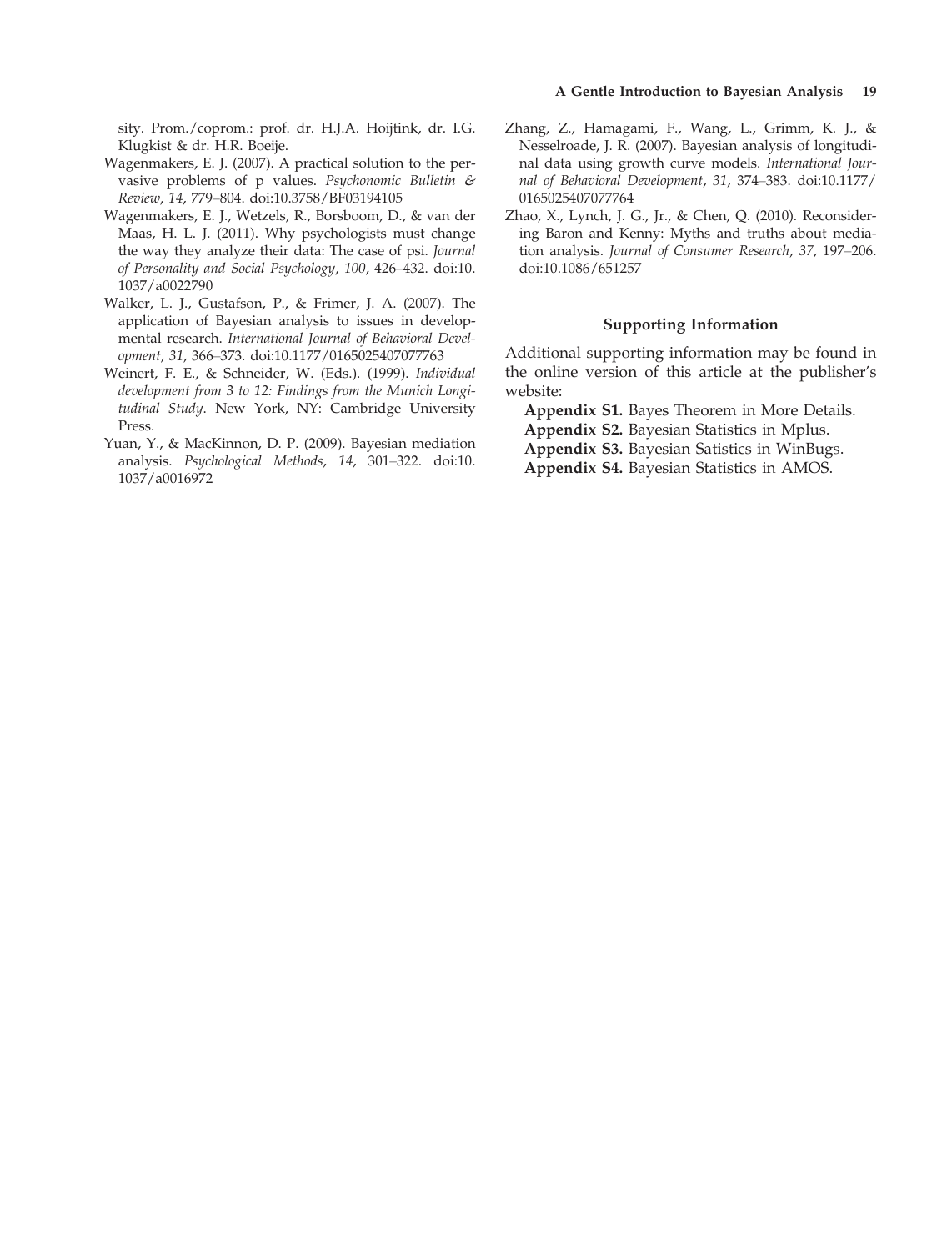sity. Prom./coprom.: prof. dr. H.J.A. Hoijtink, dr. I.G. Klugkist & dr. H.R. Boeije.

Wagenmakers, E. J. (2007). A practical solution to the pervasive problems of p values. *Psychonomic Bulletin & Review*, *14*, 779–804. doi:10.3758/BF03194105

Wagenmakers, E. J., Wetzels, R., Borsboom, D., & van der Maas, H. L. J. (2011). Why psychologists must change the way they analyze their data: The case of psi. *Journal of Personality and Social Psychology*, *100*, 426–432. doi:10.1037/a0022790

Walker, L. J., Gustafson, P., & Frimer, J. A. (2007). The application of Bayesian analysis to issues in developmental research. *International Journal of Behavioral Development*, *31*, 366–373. doi:10.1177/0165025407077763

Weinert, F. E., & Schneider, W. (Eds.). (1999). *Individual development from 3 to 12: Findings from the Munich Longitudinal Study*. New York, NY: Cambridge University Press.

Yuan, Y., & MacKinnon, D. P. (2009). Bayesian mediation analysis. *Psychological Methods*, *14*, 301–322. doi:10.1037/a0016972

Zhang, Z., Hamagami, F., Wang, L., Grimm, K. J., & Nesselroade, J. R. (2007). Bayesian analysis of longitudinal data using growth curve models. *International Journal of Behavioral Development*, *31*, 374–383. doi:10.1177/0165025407077764

Zhao, X., Lynch, J. G., Jr., & Chen, Q. (2010). Reconsidering Baron and Kenny: Myths and truths about mediation analysis. *Journal of Consumer Research*, *37*, 197–206. doi:10.1086/651257

## Supporting Information

Additional supporting information may be found in the online version of this article at the publisher's website:

**Appendix S1.** Bayes Theorem in More Details.
**Appendix S2.** Bayesian Statistics in Mplus.
**Appendix S3.** Bayesian Satistics in WinBugs.
**Appendix S4.** Bayesian Statistics in AMOS.